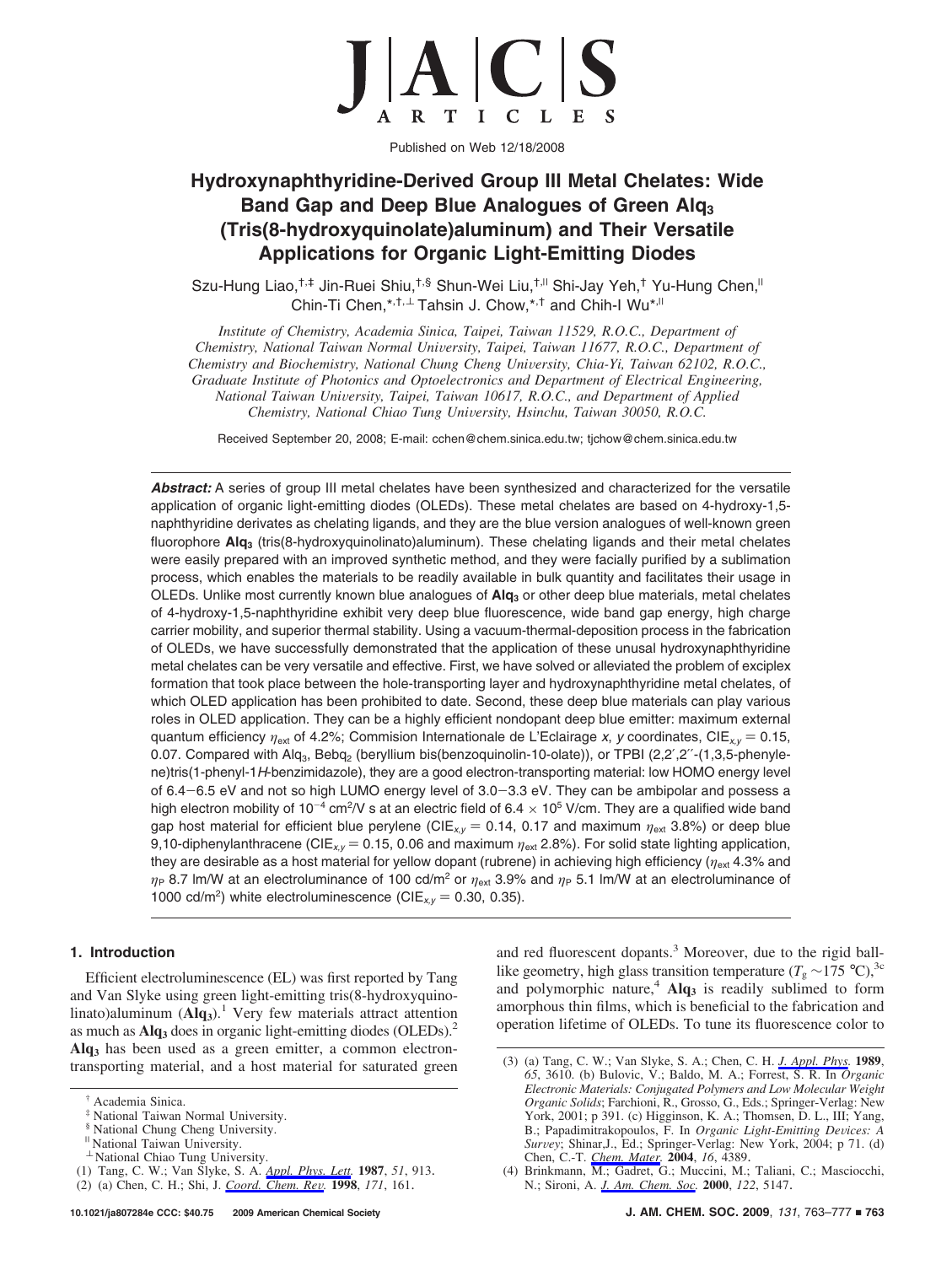Published on Web 12/18/2008

# Hydroxynaphthyridine-Derived Group III Metal Chelates: Wide Band Gap and Deep Blue Analogues of Green $Alq_3$ (Tris(8-hydroxyquinolate)aluminum) and Their Versatile Applications for Organic Light-Emitting Diodes

Szu-Hung Liao,[†,‡] Jin-Ruei Shiu,[†,§] Shun-Wei Liu,[†,∥] Shi-Jay Yeh,[†] Yu-Hung Chen,[∥] Chin-Ti Chen,*[,†,⊥] Tahsin J. Chow,*[,†] and Chih-I Wu*[,∥]

*Institute of Chemistry, Academia Sinica, Taipei, Taiwan 11529, R.O.C., Department of Chemistry, National Taiwan Normal University, Taipei, Taiwan 11677, R.O.C., Department of Chemistry and Biochemistry, National Chung Cheng University, Chia-Yi, Taiwan 62102, R.O.C., Graduate Institute of Photonics and Optoelectronics and Department of Electrical Engineering, National Taiwan University, Taipei, Taiwan 10617, R.O.C., and Department of Applied Chemistry, National Chiao Tung University, Hsinchu, Taiwan 30050, R.O.C.*

Received September 20, 2008; E-mail: cchen@chem.sinica.edu.tw; tjchow@chem.sinica.edu.tw

***Abstract:*** A series of group III metal chelates have been synthesized and characterized for the versatile application of organic light-emitting diodes (OLEDs). These metal chelates are based on 4-hydroxy-1,5-naphthyridine derivates as chelating ligands, and they are the blue version analogues of well-known green fluorophore **$Alq_3$** (tris(8-hydroxyquinolinato)aluminum). These chelating ligands and their metal chelates were easily prepared with an improved synthetic method, and they were facially purified by a sublimation process, which enables the materials to be readily available in bulk quantity and facilitates their usage in OLEDs. Unlike most currently known blue analogues of **$Alq_3$** or other deep blue materials, metal chelates of 4-hydroxy-1,5-naphthyridine exhibit very deep blue fluorescence, wide band gap energy, high charge carrier mobility, and superior thermal stability. Using a vacuum-thermal-deposition process in the fabrication of OLEDs, we have successfully demonstrated that the application of these unusal hydroxynaphthyridine metal chelates can be very versatile and effective. First, we have solved or alleviated the problem of exciplex formation that took place between the hole-transporting layer and hydroxynaphthyridine metal chelates, of which OLED application has been prohibited to date. Second, these deep blue materials can play various roles in OLED application. They can be a highly efficient nondopant deep blue emitter: maximum external quantum efficiency $\eta_{ext}$ of 4.2%; Commision Internationale de L'Eclairage *x*, *y* coordinates, $CIE_{x,y}$ = 0.15, 0.07. Compared with $Alq_3$, $Bebq_2$ (beryllium bis(benzoquinolin-10-olate)), or TPBI (2,2′,2′′-(1,3,5-phenylene)tris(1-phenyl-1*H*-benzimidazole), they are a good electron-transporting material: low HOMO energy level of 6.4−6.5 eV and not so high LUMO energy level of 3.0−3.3 eV. They can be ambipolar and possess a high electron mobility of $10^{-4}$ $cm^2$/V s at an electric field of $6.4 \times 10^5$ V/cm. They are a qualified wide band gap host material for efficient blue perylene ($CIE_{x,y}$ = 0.14, 0.17 and maximum $\eta_{ext}$ 3.8%) or deep blue 9,10-diphenylanthracene ($CIE_{x,y}$ = 0.15, 0.06 and maximum $\eta_{ext}$ 2.8%). For solid state lighting application, they are desirable as a host material for yellow dopant (rubrene) in achieving high efficiency ($\eta_{ext}$ 4.3% and $\eta_P$ 8.7 lm/W at an electroluminance of 100 cd/$m^2$ or $\eta_{ext}$ 3.9% and $\eta_P$ 5.1 lm/W at an electroluminance of 1000 cd/$m^2$) white electroluminescence ($CIE_{x,y}$ = 0.30, 0.35).

## 1. Introduction

Efficient electroluminescence (EL) was first reported by Tang and Van Slyke using green light-emitting tris(8-hydroxyquinolinato)aluminum (**$Alq_3$**).[1] Very few materials attract attention as much as **$Alq_3$** does in organic light-emitting diodes (OLEDs).[2] **$Alq_3$** has been used as a green emitter, a common electron-transporting material, and a host material for saturated green and red fluorescent dopants.[3] Moreover, due to the rigid ball-like geometry, high glass transition temperature ($T_g$ ~175 °C),[3c] and polymorphic nature,[4] **$Alq_3$** is readily sublimed to form amorphous thin films, which is beneficial to the fabrication and operation lifetime of OLEDs. To tune its fluorescence color to

† Academia Sinica.
‡ National Taiwan Normal University.
§ National Chung Cheng University.
∥ National Taiwan University.
⊥ National Chiao Tung University.

(1) Tang, C. W.; Van Slyke, S. A. *Appl. Phys. Lett.* **1987**, *51*, 913.
(2) (a) Chen, C. H.; Shi, J. *Coord. Chem. Rev.* **1998**, *171*, 161.
(3) (a) Tang, C. W.; Van Slyke, S. A.; Chen, C. H. *J. Appl. Phys.* **1989**, *65*, 3610. (b) Bulovic, V.; Baldo, M. A.; Forrest, S. R. In *Organic Electronic Materials: Conjugated Polymers and Low Molecular Weight Organic Solids*; Farchioni, R., Grosso, G., Eds.; Springer-Verlag: New York, 2001; p 391. (c) Higginson, K. A.; Thomsen, D. L., III; Yang, B.; Papadimitrakopoulos, F. In *Organic Light-Emitting Devices: A Survey*; Shinar,J., Ed.; Springer-Verlag: New York, 2004; p 71. (d) Chen, C.-T. *Chem. Mater.* **2004**, *16*, 4389.
(4) Brinkmann, M.; Gadret, G.; Muccini, M.; Taliani, C.; Masciocchi, N.; Sironi, A. *J. Am. Chem. Soc.* **2000**, *122*, 5147.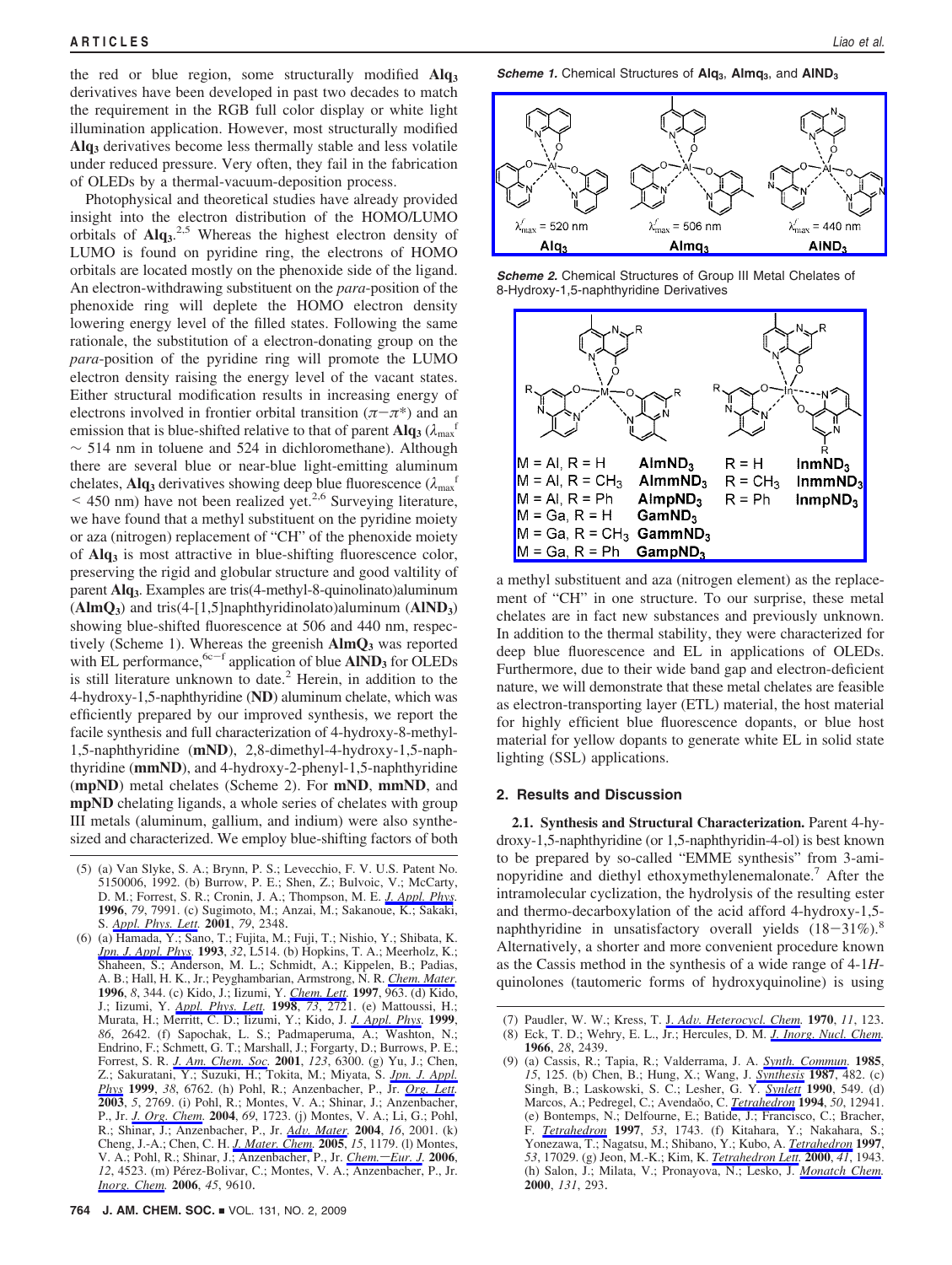the red or blue region, some structurally modified **Alq$_3$** derivatives have been developed in past two decades to match the requirement in the RGB full color display or white light illumination application. However, most structurally modified **Alq$_3$** derivatives become less thermally stable and less volatile under reduced pressure. Very often, they fail in the fabrication of OLEDs by a thermal-vacuum-deposition process.

Photophysical and theoretical studies have already provided insight into the electron distribution of the HOMO/LUMO orbitals of **Alq$_3$**.[2,5] Whereas the highest electron density of LUMO is found on pyridine ring, the electrons of HOMO orbitals are located mostly on the phenoxide side of the ligand. An electron-withdrawing substituent on the *para*-position of the phenoxide ring will deplete the HOMO electron density lowering energy level of the filled states. Following the same rationale, the substitution of a electron-donating group on the *para*-position of the pyridine ring will promote the LUMO electron density raising the energy level of the vacant states. Either structural modification results in increasing energy of electrons involved in frontier orbital transition ($\pi-\pi^*$) and an emission that is blue-shifted relative to that of parent **Alq$_3$** ($\lambda_{max}^{f}$ ~ 514 nm in toluene and 524 in dichloromethane). Although there are several blue or near-blue light-emitting aluminum chelates, **Alq$_3$** derivatives showing deep blue fluorescence ($\lambda_{max}^{f}$ < 450 nm) have not been realized yet.[2,6] Surveying literature, we have found that a methyl substituent on the pyridine moiety or aza (nitrogen) replacement of "CH" of the phenoxide moiety of **Alq$_3$** is most attractive in blue-shifting fluorescence color, preserving the rigid and globular structure and good valtility of parent **Alq$_3$**. Examples are tris(4-methyl-8-quinolinato)aluminum (**AlmQ$_3$**) and tris(4-[1,5]naphthyridinolato)aluminum (**AlND$_3$**) showing blue-shifted fluorescence at 506 and 440 nm, respectively (Scheme 1). Whereas the greenish **AlmQ$_3$** was reported with EL performance,[6c−f] application of blue **AlND$_3$** for OLEDs is still literature unknown to date.[2] Herein, in addition to the 4-hydroxy-1,5-naphthyridine (**ND**) aluminum chelate, which was efficiently prepared by our improved synthesis, we report the facile synthesis and full characterization of 4-hydroxy-8-methyl-1,5-naphthyridine (**mND**), 2,8-dimethyl-4-hydroxy-1,5-naphthyridine (**mmND**), and 4-hydroxy-2-phenyl-1,5-naphthyridine (**mpND**) metal chelates (Scheme 2). For **mND**, **mmND**, and **mpND** chelating ligands, a whole series of chelates with group III metals (aluminum, gallium, and indium) were also synthesized and characterized. We employ blue-shifting factors of both a methyl substituent and aza (nitrogen element) as the replacement of "CH" in one structure. To our surprise, these metal chelates are in fact new substances and previously unknown. In addition to the thermal stability, they were characterized for deep blue fluorescence and EL in applications of OLEDs. Furthermore, due to their wide band gap and electron-deficient nature, we will demonstrate that these metal chelates are feasible as electron-transporting layer (ETL) material, the host material for highly efficient blue fluorescence dopants, or blue host material for yellow dopants to generate white EL in solid state lighting (SSL) applications.

***Scheme 1.*** Chemical Structures of **Alq$_3$**, **Almq$_3$**, and **AlND$_3$**

$\lambda_{max}^{f}$ = 520 nm **Alq$_3$**; $\lambda_{max}^{f}$ = 506 nm **Almq$_3$**; $\lambda_{max}^{f}$ = 440 nm **AlND$_3$**

***Scheme 2.*** Chemical Structures of Group III Metal Chelates of 8-Hydroxy-1,5-naphthyridine Derivatives

| | | | |
|---|---|---|---|
| M = Al, R = H | **AlmND$_3$** | R = H | **InmND$_3$** |
| M = Al, R = CH$_3$ | **AlmmND$_3$** | R = CH$_3$ | **InmmND$_3$** |
| M = Al, R = Ph | **AlmpND$_3$** | R = Ph | **InmpND$_3$** |
| M = Ga, R = H | **GamND$_3$** | | |
| M = Ga, R = CH$_3$ | **GammND$_3$** | | |
| M = Ga, R = Ph | **GampND$_3$** | | |

## 2. Results and Discussion

**2.1. Synthesis and Structural Characterization.** Parent 4-hydroxy-1,5-naphthyridine (or 1,5-naphthyridin-4-ol) is best known to be prepared by so-called "EMME synthesis" from 3-aminopyridine and diethyl ethoxymethylenemalonate.[7] After the intramolecular cyclization, the hydrolysis of the resulting ester and thermo-decarboxylation of the acid afford 4-hydroxy-1,5-naphthyridine in unsatisfactory overall yields (18−31%).[8] Alternatively, a shorter and more convenient procedure known as the Cassis method in the synthesis of a wide range of 4-1*H*-quinolones (tautomeric forms of hydroxyquinoline) is using

(5) (a) Van Slyke, S. A.; Brynn, P. S.; Levecchio, F. V. U.S. Patent No. 5150006, 1992. (b) Burrow, P. E.; Shen, Z.; Bulvoic, V.; McCarty, D. M.; Forrest, S. R.; Cronin, J. A.; Thompson, M. E. *J. Appl. Phys.* **1996**, *79*, 7991. (c) Sugimoto, M.; Anzai, M.; Sakanoue, K.; Sakaki, S. *Appl. Phys. Lett.* **2001**, *79*, 2348.

(6) (a) Hamada, Y.; Sano, T.; Fujita, M.; Fuji, T.; Nishio, Y.; Shibata, K. *Jpn. J. Appl. Phys.* **1993**, *32*, L514. (b) Hopkins, T. A.; Meerholz, K.; Shaheen, S.; Anderson, M. L.; Schmidt, A.; Kippelen, B.; Padias, A. B.; Hall, H. K., Jr.; Peyghambarian, Armstrong, N. R. *Chem. Mater.* **1996**, *8*, 344. (c) Kido, J.; Iizumi, Y. *Chem. Lett.* **1997**, 963. (d) Kido, J.; Iizumi, Y. *Appl. Phys. Lett.* **1998**, *73*, 2721. (e) Mattoussi, H.; Murata, H.; Merritt, C. D.; Iizumi, Y.; Kido, J. *J. Appl. Phys.* **1999**, *86*, 2642. (f) Sapochak, L. S.; Padmaperuma, A.; Washton, N.; Endrino, F.; Schmett, G. T.; Marshall, J.; Forgarty, D.; Burrows, P. E.; Forrest, S. R. *J. Am. Chem. Soc.* **2001**, *123*, 6300. (g) Yu, J.; Chen, Z.; Sakuratani, Y.; Suzuki, H.; Tokita, M.; Miyata, S. *Jpn. J. Appl. Phys* **1999**, *38*, 6762. (h) Pohl, R.; Anzenbacher, P., Jr. *Org. Lett.* **2003**, *5*, 2769. (i) Pohl, R.; Montes, V. A.; Shinar, J.; Anzenbacher, P., Jr. *J. Org. Chem.* **2004**, *69*, 1723. (j) Montes, V. A.; Li, G.; Pohl, R.; Shinar, J.; Anzenbacher, P., Jr. *Adv. Mater.* **2004**, *16*, 2001. (k) Cheng, J.-A.; Chen, C. H. *J. Mater. Chem.* **2005**, *15*, 1179. (l) Montes, V. A.; Pohl, R.; Shinar, J.; Anzenbacher, P., Jr. *Chem.—Eur. J.* **2006**, *12*, 4523. (m) Pérez-Bolivar, C.; Montes, V. A.; Anzenbacher, P., Jr. *Inorg. Chem.* **2006**, *45*, 9610.

(7) Paudler, W. W.; Kress, T. J. *Adv. Heterocycl. Chem.* **1970**, *11*, 123.

(8) Eck, T. D.; Wehry, E. L., Jr.; Hercules, D. M. *J. Inorg. Nucl. Chem.* **1966**, *28*, 2439.

(9) (a) Cassis, R.; Tapia, R.; Valderrama, J. A. *Synth. Commun.* **1985**, *15*, 125. (b) Chen, B.; Hung, X.; Wang, J. *Synthesis* **1987**, 482. (c) Singh, B.; Laskowski, S. C.; Lesher, G. Y. *Synlett* **1990**, 549. (d) Marcos, A.; Pedregel, C.; Avendaño, C. *Tetrahedron* **1994**, *50*, 12941. (e) Bontemps, N.; Delfourne, E.; Batide, J.; Francisco, C.; Bracher, F. *Tetrahedron* **1997**, *53*, 1743. (f) Kitahara, Y.; Nakahara, S.; Yonezawa, T.; Nagatsu, M.; Shibano, Y.; Kubo, A. *Tetrahedron* **1997**, *53*, 17029. (g) Jeon, M.-K.; Kim, K. *Tetrahedron Lett.* **2000**, *41*, 1943. (h) Salon, J.; Milata, V.; Pronayova, N.; Lesko, J. *Monatch Chem.* **2000**, *131*, 293.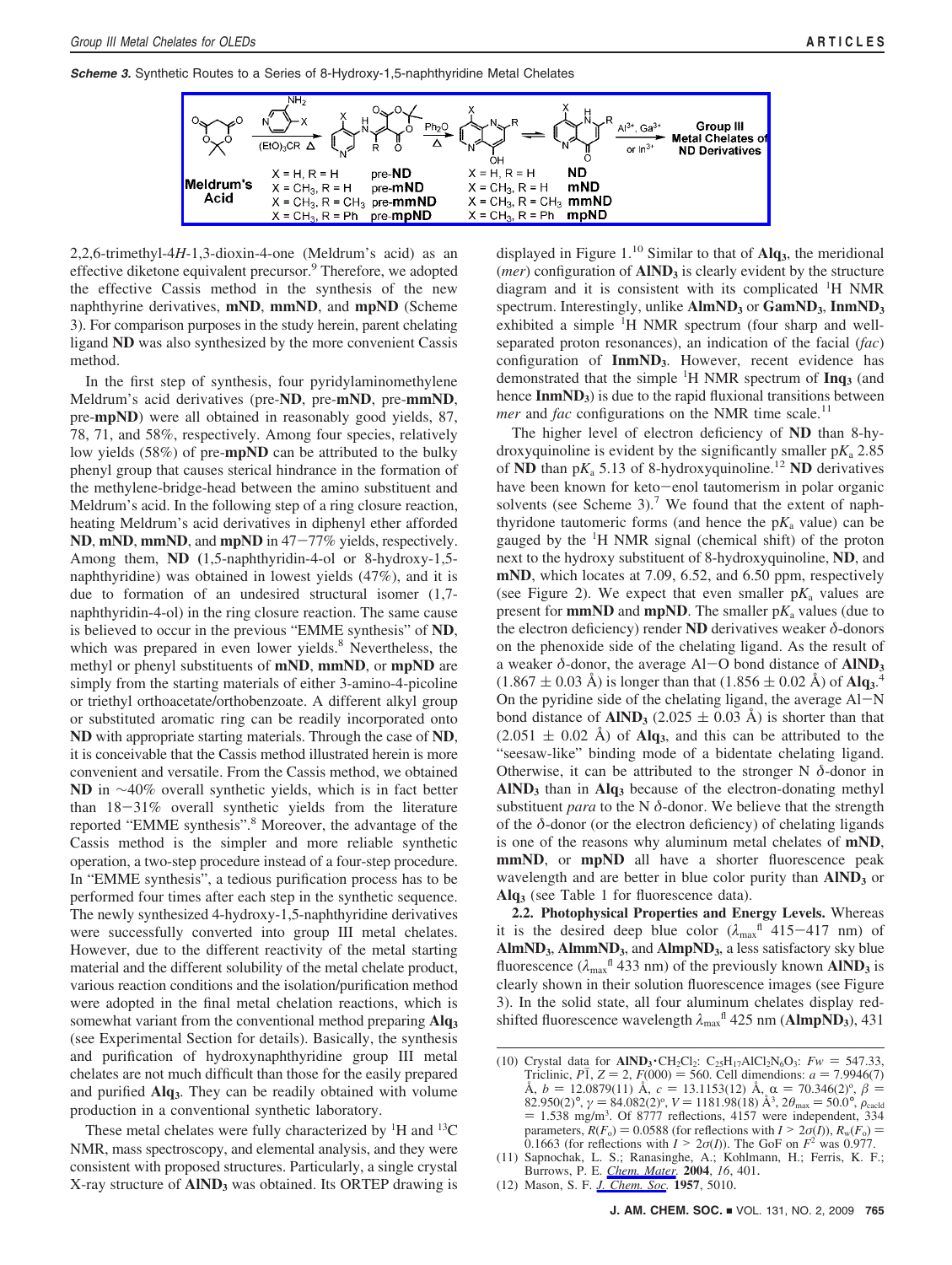**Scheme 3.** Synthetic Routes to a Series of 8-Hydroxy-1,5-naphthyridine Metal Chelates

Meldrum's Acid; $(EtO)_3CR$ Δ; $Ph_2O$ Δ; $Al^{3+}$, $Ga^{3+}$ or $In^{3+}$; Group III Metal Chelates of ND Derivatives

X = H, R = H pre-**ND**; X = $CH_3$, R = H pre-**mND**; X = $CH_3$, R = $CH_3$ pre-**mmND**; X = $CH_3$, R = Ph pre-**mpND**

X = H, R = H **ND**; X = $CH_3$, R = H **mND**; X = $CH_3$, R = $CH_3$ **mmND**; X = $CH_3$, R = Ph **mpND**

2,2,6-trimethyl-4*H*-1,3-dioxin-4-one (Meldrum's acid) as an effective diketone equivalent precursor.[9] Therefore, we adopted the effective Cassis method in the synthesis of the new naphthyrine derivatives, **mND**, **mmND**, and **mpND** (Scheme 3). For comparison purposes in the study herein, parent chelating ligand **ND** was also synthesized by the more convenient Cassis method.

In the first step of synthesis, four pyridylaminomethylene Meldrum's acid derivatives (pre-**ND**, pre-**mND**, pre-**mmND**, pre-**mpND**) were all obtained in reasonably good yields, 87, 78, 71, and 58%, respectively. Among four species, relatively low yields (58%) of pre-**mpND** can be attributed to the bulky phenyl group that causes sterical hindrance in the formation of the methylene-bridge-head between the amino substituent and Meldrum's acid. In the following step of a ring closure reaction, heating Meldrum's acid derivatives in diphenyl ether afforded **ND**, **mND**, **mmND**, and **mpND** in 47−77% yields, respectively. Among them, **ND** (1,5-naphthyridin-4-ol or 8-hydroxy-1,5-naphthyridine) was obtained in lowest yields (47%), and it is due to formation of an undesired structural isomer (1,7-naphthyridin-4-ol) in the ring closure reaction. The same cause is believed to occur in the previous "EMME synthesis" of **ND**, which was prepared in even lower yields.[8] Nevertheless, the methyl or phenyl substituents of **mND**, **mmND**, or **mpND** are simply from the starting materials of either 3-amino-4-picoline or triethyl orthoacetate/orthobenzoate. A different alkyl group or substituted aromatic ring can be readily incorporated onto **ND** with appropriate starting materials. Through the case of **ND**, it is conceivable that the Cassis method illustrated herein is more convenient and versatile. From the Cassis method, we obtained **ND** in ∼40% overall synthetic yields, which is in fact better than 18−31% overall synthetic yields from the literature reported "EMME synthesis".[8] Moreover, the advantage of the Cassis method is the simpler and more reliable synthetic operation, a two-step procedure instead of a four-step procedure. In "EMME synthesis", a tedious purification process has to be performed four times after each step in the synthetic sequence. The newly synthesized 4-hydroxy-1,5-naphthyridine derivatives were successfully converted into group III metal chelates. However, due to the different reactivity of the metal starting material and the different solubility of the metal chelate product, various reaction conditions and the isolation/purification method were adopted in the final metal chelation reactions, which is somewhat variant from the conventional method preparing **Alq$_3$** (see Experimental Section for details). Basically, the synthesis and purification of hydroxynaphthyridine group III metal chelates are not much difficult than those for the easily prepared and purified **Alq$_3$**. They can be readily obtained with volume production in a conventional synthetic laboratory.

These metal chelates were fully characterized by $^1$H and $^{13}$C NMR, mass spectroscopy, and elemental analysis, and they were consistent with proposed structures. Particularly, a single crystal X-ray structure of **AlND$_3$** was obtained. Its ORTEP drawing is displayed in Figure 1.[10] Similar to that of **Alq$_3$**, the meridional (*mer*) configuration of **AlND$_3$** is clearly evident by the structure diagram and it is consistent with its complicated $^1$H NMR spectrum. Interestingly, unlike **AlmND$_3$** or **GamND$_3$**, **InmND$_3$** exhibited a simple $^1$H NMR spectrum (four sharp and well-separated proton resonances), an indication of the facial (*fac*) configuration of **InmND$_3$**. However, recent evidence has demonstrated that the simple $^1$H NMR spectrum of **Inq$_3$** (and hence **InmND$_3$**) is due to the rapid fluxional transitions between *mer* and *fac* configurations on the NMR time scale.[11]

The higher level of electron deficiency of **ND** than 8-hydroxyquinoline is evident by the significantly smaller p$K_a$ 2.85 of **ND** than p$K_a$ 5.13 of 8-hydroxyquinoline.[12] **ND** derivatives have been known for keto−enol tautomerism in polar organic solvents (see Scheme 3).[7] We found that the extent of naphthyridone tautomeric forms (and hence the p$K_a$ value) can be gauged by the $^1$H NMR signal (chemical shift) of the proton next to the hydroxy substituent of 8-hydroxyquinoline, **ND**, and **mND**, which locates at 7.09, 6.52, and 6.50 ppm, respectively (see Figure 2). We expect that even smaller p$K_a$ values are present for **mmND** and **mpND**. The smaller p$K_a$ values (due to the electron deficiency) render **ND** derivatives weaker δ-donors on the phenoxide side of the chelating ligand. As the result of a weaker δ-donor, the average Al−O bond distance of **AlND$_3$** (1.867 ± 0.03 Å) is longer than that (1.856 ± 0.02 Å) of **Alq$_3$**.[4] On the pyridine side of the chelating ligand, the average Al−N bond distance of **AlND$_3$** (2.025 ± 0.03 Å) is shorter than that (2.051 ± 0.02 Å) of **Alq$_3$**, and this can be attributed to the "seesaw-like" binding mode of a bidentate chelating ligand. Otherwise, it can be attributed to the stronger N δ-donor in **AlND$_3$** than in **Alq$_3$** because of the electron-donating methyl substituent *para* to the N δ-donor. We believe that the strength of the δ-donor (or the electron deficiency) of chelating ligands is one of the reasons why aluminum metal chelates of **mND**, **mmND**, or **mpND** all have a shorter fluorescence peak wavelength and are better in blue color purity than **AlND$_3$** or **Alq$_3$** (see Table 1 for fluorescence data).

**2.2. Photophysical Properties and Energy Levels.** Whereas it is the desired deep blue color ($\lambda_{max}^{fl}$ 415−417 nm) of **AlmND$_3$**, **AlmmND$_3$**, and **AlmpND$_3$**, a less satisfactory sky blue fluorescence ($\lambda_{max}^{fl}$ 433 nm) of the previously known **AlND$_3$** is clearly shown in their solution fluorescence images (see Figure 3). In the solid state, all four aluminum chelates display red-shifted fluorescence wavelength $\lambda_{max}^{fl}$ 425 nm (**AlmpND$_3$**), 431

(10) Crystal data for **AlND$_3$·CH$_2$Cl$_2$**: $C_{25}H_{17}AlCl_2N_6O_3$: *Fw* = 547.33, Triclinic, $P\bar{1}$, $Z = 2$, $F(000) = 560$. Cell dimendions: $a = 7.9946(7)$ Å, $b = 12.0879(11)$ Å, $c = 13.1153(12)$ Å, $\alpha = 70.346(2)°$, $\beta = 82.950(2)°$, $\gamma = 84.082(2)°$, $V = 1181.98(18)$ Å$^3$, $2\theta_{max} = 50.0°$, $\rho_{cacld} = 1.538$ mg/m$^3$. Of 8777 reflections, 4157 were independent, 334 parameters, $R(F_o) = 0.0588$ (for reflections with $I > 2\sigma(I)$), $R_w(F_o) = 0.1663$ (for reflections with $I > 2\sigma(I)$). The GoF on $F^2$ was 0.977.

(11) Sapnochak, L. S.; Ranasinghe, A.; Kohlmann, H.; Ferris, K. F.; Burrows, P. E. *Chem. Mater.* **2004**, *16*, 401.

(12) Mason, S. F. *J. Chem. Soc.* **1957**, 5010.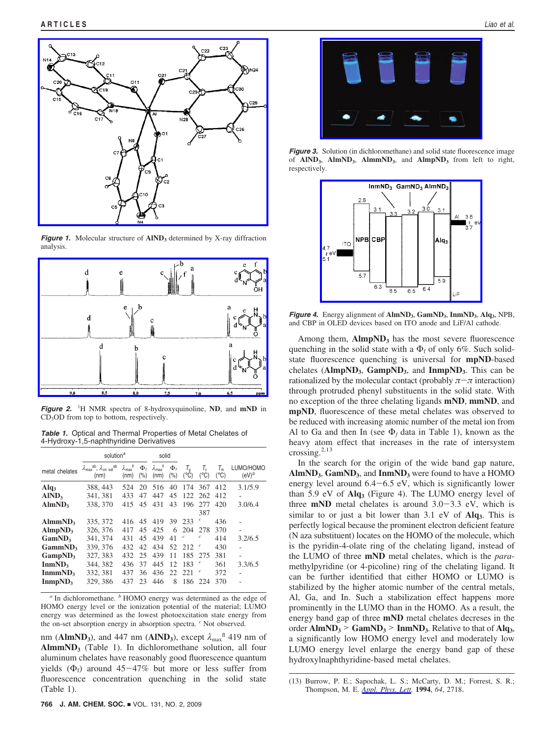**Figure 1.** Molecular structure of $AlND_3$ determined by X-ray diffraction analysis.

**Figure 2.** $^1H$ NMR spectra of 8-hydroxyquinoline, **ND**, and **mND** in $CD_3OD$ from top to bottom, respectively.

**Table 1.** Optical and Thermal Properties of Metal Chelates of 4-Hydroxy-1,5-naphthyridine Derivatives

| metal chelates | solution[a] | | | solid | | | | | |
|---|---|---|---|---|---|---|---|---|---|
| | $\lambda_{max}^{ab}$, $\lambda_{on\ set}^{ab}$ (nm) | $\lambda_{max}^{fl}$ (nm) | $\Phi_f$ (%) | $\lambda_{max}^{fl}$ (nm) | $\Phi_f$ (%) | $T_g$ (°C) | $T_c$ (°C) | $T_m$ (°C) | LUMO/HOMO (eV)[b] |
| **Alq$_3$** | 388, 443 | 524 | 20 | 516 | 40 | 174 | 367 | 412 | 3.1/5.9 |
| **AlND$_3$** | 341, 381 | 433 | 47 | 447 | 45 | 122 | 262 | 412 | - |
| **AlmND$_3$** | 338, 370 | 415 | 45 | 431 | 43 | 196 | 277 387 | 420 | 3.0/6.4 |
| **AlmmND$_3$** | 335, 372 | 416 | 45 | 419 | 39 | 233 | [c] | 436 | - |
| **AlmpND$_3$** | 326, 376 | 417 | 45 | 425 | 6 | 204 | 278 | 370 | - |
| **GamND$_3$** | 341, 374 | 431 | 45 | 439 | 41 | [c] | [c] | 414 | 3.2/6.5 |
| **GammND$_3$** | 339, 376 | 432 | 42 | 434 | 52 | 212 | [c] | 430 | - |
| **GampND$_3$** | 327, 383 | 432 | 25 | 439 | 11 | 185 | 275 | 381 | - |
| **InmND$_3$** | 344, 382 | 436 | 37 | 445 | 12 | 183 | [c] | 361 | 3.3/6.5 |
| **InmmND$_3$** | 332, 381 | 437 | 36 | 436 | 22 | 221 | [c] | 372 | - |
| **InmpND$_3$** | 329, 386 | 437 | 23 | 446 | 8 | 186 | 224 | 370 | - |

[a] In dichloromethane. [b] HOMO energy was determined as the edge of HOMO energy level or the ionization potential of the material; LUMO energy was determined as the lowest photoexcitation state energy from the on-set absorption energy in absorption spectra. [c] Not observed.

nm (**AlmND$_3$**), and 447 nm (**AlND$_3$**), except $\lambda_{max}^{fl}$ 419 nm of **AlmmND$_3$** (Table 1). In dichloromethane solution, all four aluminum chelates have reasonably good fluorescence quantum yields ($\Phi_f$) around 45−47% but more or less suffer from fluorescence concentration quenching in the solid state (Table 1).

**Figure 3.** Solution (in dichloromethane) and solid state fluorescence image of **AlND$_3$**, **AlmND$_3$**, **AlmmND$_3$**, and **AlmpND$_3$** from left to right, respectively.

**Figure 4.** Energy alignment of **AlmND$_3$**, **GamND$_3$**, **InmND$_3$**, **Alq$_3$**, NPB, and CBP in OLED devices based on ITO anode and LiF/Al cathode.

Among them, **AlmpND$_3$** has the most severe fluorescence quenching in the solid state with a $\Phi_f$ of only 6%. Such solid-state fluorescence quenching is universal for **mpND**-based chelates (**AlmpND$_3$**, **GampND$_3$**, and **InmpND$_3$**. This can be rationalized by the molecular contact (probably $\pi-\pi$ interaction) through protruded phenyl substituents in the solid state. With no exception of the three chelating ligands **mND**, **mmND**, and **mpND**, fluorescence of these metal chelates was observed to be reduced with increasing atomic number of the metal ion from Al to Ga and then In (see $\Phi_f$ data in Table 1), known as the heavy atom effect that increases in the rate of intersystem crossing.[2,13]

In the search for the origin of the wide band gap nature, **AlmND$_3$**, **GamND$_3$**, and **InmND$_3$** were found to have a HOMO energy level around 6.4−6.5 eV, which is significantly lower than 5.9 eV of **Alq$_3$** (Figure 4). The LUMO energy level of three **mND** metal chelates is around 3.0−3.3 eV, which is similar to or just a bit lower than 3.1 eV of **Alq$_3$**. This is perfectly logical because the prominent electron deficient feature (N aza substituent) locates on the HOMO of the molecule, which is the pyridin-4-olate ring of the chelating ligand, instead of the LUMO of three **mND** metal chelates, which is the *para*-methylpyridine (or 4-picoline) ring of the chelating ligand. It can be further identified that either HOMO or LUMO is stabilized by the higher atomic number of the central metals, Al, Ga, and In. Such a stabilization effect happens more prominently in the LUMO than in the HOMO. As a result, the energy band gap of three **mND** metal chelates decreases in the order **AlmND$_3$** > **GamND$_3$** > **InmND$_3$**. Relative to that of **Alq$_3$**, a significantly low HOMO energy level and moderately low LUMO energy level enlarge the energy band gap of these hydroxylnaphthyridine-based metal chelates.

(13) Burrow, P. E.; Sapochak, L. S.; McCarty, D. M.; Forrest, S. R.; Thompson, M. E. *Appl. Phys. Lett.* **1994**, *64*, 2718.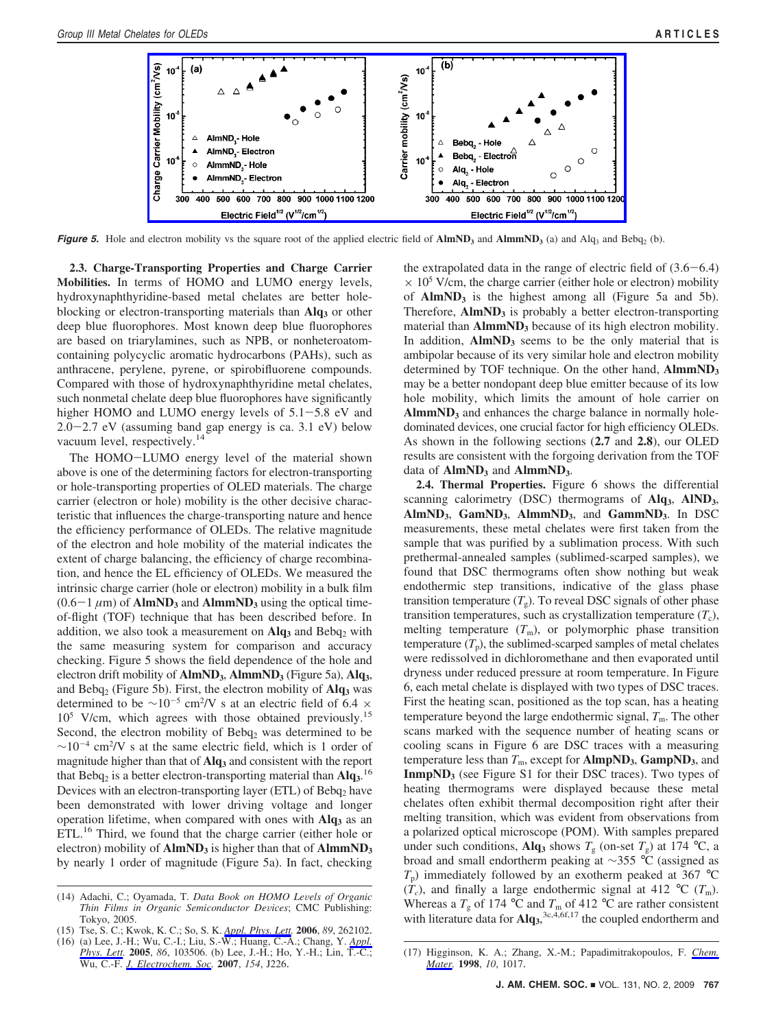**Figure 5.** Hole and electron mobility vs the square root of the applied electric field of **AlmND$_3$** and **AlmmND$_3$** (a) and Alq$_3$ and Bebq$_2$ (b).

**2.3. Charge-Transporting Properties and Charge Carrier Mobilities.** In terms of HOMO and LUMO energy levels, hydroxynaphthyridine-based metal chelates are better hole-blocking or electron-transporting materials than **Alq$_3$** or other deep blue fluorophores. Most known deep blue fluorophores are based on triarylamines, such as NPB, or nonheteroatom-containing polycyclic aromatic hydrocarbons (PAHs), such as anthracene, perylene, pyrene, or spirobifluorene compounds. Compared with those of hydroxynaphthyridine metal chelates, such nonmetal chelate deep blue fluorophores have significantly higher HOMO and LUMO energy levels of 5.1−5.8 eV and 2.0−2.7 eV (assuming band gap energy is ca. 3.1 eV) below vacuum level, respectively.[14]

The HOMO−LUMO energy level of the material shown above is one of the determining factors for electron-transporting or hole-transporting properties of OLED materials. The charge carrier (electron or hole) mobility is the other decisive characteristic that influences the charge-transporting nature and hence the efficiency performance of OLEDs. The relative magnitude of the electron and hole mobility of the material indicates the extent of charge balancing, the efficiency of charge recombination, and hence the EL efficiency of OLEDs. We measured the intrinsic charge carrier (hole or electron) mobility in a bulk film (0.6−1 $\mu$m) of **AlmND$_3$** and **AlmmND$_3$** using the optical time-of-flight (TOF) technique that has been described before. In addition, we also took a measurement on **Alq$_3$** and Bebq$_2$ with the same measuring system for comparison and accuracy checking. Figure 5 shows the field dependence of the hole and electron drift mobility of **AlmND$_3$**, **AlmmND$_3$** (Figure 5a), **Alq$_3$**, and Bebq$_2$ (Figure 5b). First, the electron mobility of **Alq$_3$** was determined to be $\sim 10^{-5}$ cm$^2$/V s at an electric field of $6.4 \times 10^5$ V/cm, which agrees with those obtained previously.[15] Second, the electron mobility of Bebq$_2$ was determined to be $\sim 10^{-4}$ cm$^2$/V s at the same electric field, which is 1 order of magnitude higher than that of **Alq$_3$** and consistent with the report that Bebq$_2$ is a better electron-transporting material than **Alq$_3$**.[16] Devices with an electron-transporting layer (ETL) of Bebq$_2$ have been demonstrated with lower driving voltage and longer operation lifetime, when compared with ones with **Alq$_3$** as an ETL.[16] Third, we found that the charge carrier (either hole or electron) mobility of **AlmND$_3$** is higher than that of **AlmmND$_3$** by nearly 1 order of magnitude (Figure 5a). In fact, checking the extrapolated data in the range of electric field of $(3.6-6.4) \times 10^5$ V/cm, the charge carrier (either hole or electron) mobility of **AlmND$_3$** is the highest among all (Figure 5a and 5b). Therefore, **AlmND$_3$** is probably a better electron-transporting material than **AlmmND$_3$** because of its high electron mobility. In addition, **AlmND$_3$** seems to be the only material that is ambipolar because of its very similar hole and electron mobility determined by TOF technique. On the other hand, **AlmmND$_3$** may be a better nondopant deep blue emitter because of its low hole mobility, which limits the amount of hole carrier on **AlmmND$_3$** and enhances the charge balance in normally hole-dominated devices, one crucial factor for high efficiency OLEDs. As shown in the following sections (**2.7** and **2.8**), our OLED results are consistent with the forgoing derivation from the TOF data of **AlmND$_3$** and **AlmmND$_3$**.

**2.4. Thermal Properties.** Figure 6 shows the differential scanning calorimetry (DSC) thermograms of **Alq$_3$**, **AlND$_3$**, **AlmND$_3$**, **GamND$_3$**, **AlmmND$_3$**, and **GammND$_3$**. In DSC measurements, these metal chelates were first taken from the sample that was purified by a sublimation process. With such prethermal-annealed samples (sublimed-scarped samples), we found that DSC thermograms often show nothing but weak endothermic step transitions, indicative of the glass phase transition temperature ($T_g$). To reveal DSC signals of other phase transition temperatures, such as crystallization temperature ($T_c$), melting temperature ($T_m$), or polymorphic phase transition temperature ($T_p$), the sublimed-scarped samples of metal chelates were redissolved in dichloromethane and then evaporated until dryness under reduced pressure at room temperature. In Figure 6, each metal chelate is displayed with two types of DSC traces. First the heating scan, positioned as the top scan, has a heating temperature beyond the large endothermic signal, $T_m$. The other scans marked with the sequence number of heating scans or cooling scans in Figure 6 are DSC traces with a measuring temperature less than $T_m$, except for **AlmpND$_3$**, **GampND$_3$**, and **InmpND$_3$** (see Figure S1 for their DSC traces). Two types of heating thermograms were displayed because these metal chelates often exhibit thermal decomposition right after their melting transition, which was evident from observations from a polarized optical microscope (POM). With samples prepared under such conditions, **Alq$_3$** shows $T_g$ (on-set $T_g$) at 174 °C, a broad and small endortherm peaking at ∼355 °C (assigned as $T_p$) immediately followed by an exotherm peaked at 367 °C ($T_c$), and finally a large endothermic signal at 412 °C ($T_m$). Whereas a $T_g$ of 174 °C and $T_m$ of 412 °C are rather consistent with literature data for **Alq$_3$**,[3c,4,6f,17] the coupled endortherm and

(14) Adachi, C.; Oyamada, T. *Data Book on HOMO Levels of Organic Thin Films in Organic Semiconductor Devices*; CMC Publishing: Tokyo, 2005.

(15) Tse, S. C.; Kwok, K. C.; So, S. K. *Appl. Phys. Lett.* **2006**, *89*, 262102.

(16) (a) Lee, J.-H.; Wu, C.-I.; Liu, S.-W.; Huang, C.-A.; Chang, Y. *Appl. Phys. Lett.* **2005**, *86*, 103506. (b) Lee, J.-H.; Ho, Y.-H.; Lin, T.-C.; Wu, C.-F. *J. Electrochem. Soc.* **2007**, *154*, J226.

(17) Higginson, K. A.; Zhang, X.-M.; Papadimitrakopoulos, F. *Chem. Mater.* **1998**, *10*, 1017.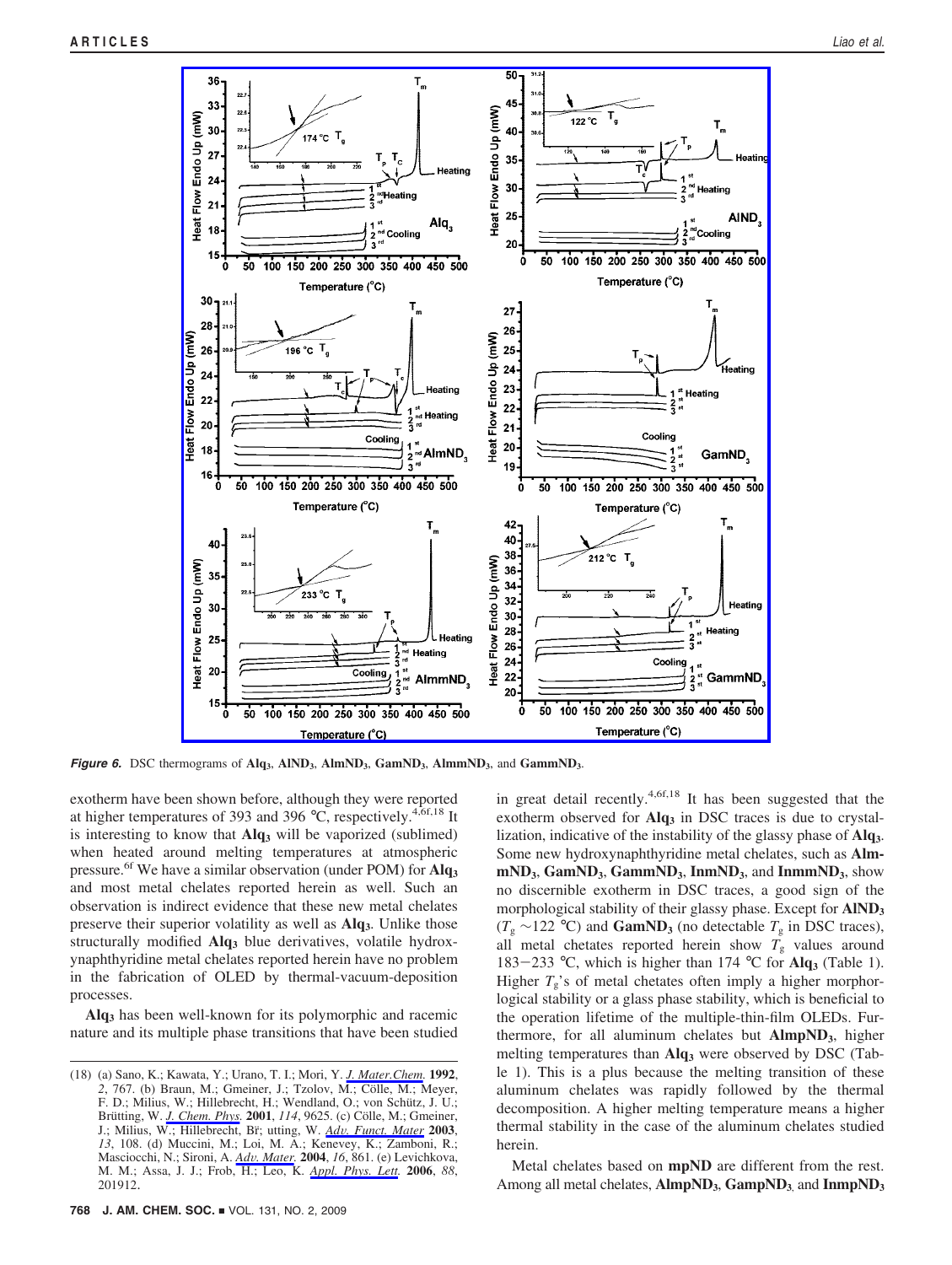**Figure 6.** DSC thermograms of **Alq₃**, **AlND₃**, **AlmND₃**, **GamND₃**, **AlmmND₃**, and **GammND₃**.

exotherm have been shown before, although they were reported at higher temperatures of 393 and 396 °C, respectively.[4,6f,18] It is interesting to know that **Alq$_3$** will be vaporized (sublimed) when heated around melting temperatures at atmospheric pressure.[6f] We have a similar observation (under POM) for **Alq$_3$** and most metal chelates reported herein as well. Such an observation is indirect evidence that these new metal chelates preserve their superior volatility as well as **Alq$_3$**. Unlike those structurally modified **Alq$_3$** blue derivatives, volatile hydroxynaphthyridine metal chelates reported herein have no problem in the fabrication of OLED by thermal-vacuum-deposition processes.

**Alq$_3$** has been well-known for its polymorphic and racemic nature and its multiple phase transitions that have been studied in great detail recently.[4,6f,18] It has been suggested that the exotherm observed for **Alq$_3$** in DSC traces is due to crystallization, indicative of the instability of the glassy phase of **Alq$_3$**. Some new hydroxynaphthyridine metal chelates, such as **AlmND$_3$**, **GamND$_3$**, **GammND$_3$**, **InmND$_3$**, and **InmmND$_3$**, show no discernible exotherm in DSC traces, a good sign of the morphological stability of their glassy phase. Except for **AlND$_3$** ($T_g$ ~122 °C) and **GamND$_3$** (no detectable $T_g$ in DSC traces), all metal chetates reported herein show $T_g$ values around 183−233 °C, which is higher than 174 °C for **Alq$_3$** (Table 1). Higher $T_g$'s of metal chetates often imply a higher morphorlogical stability or a glass phase stability, which is beneficial to the operation lifetime of the multiple-thin-film OLEDs. Furthermore, for all aluminum chelates but **AlmpND$_3$**, higher melting temperatures than **Alq$_3$** were observed by DSC (Table 1). This is a plus because the melting transition of these aluminum chelates was rapidly followed by the thermal decomposition. A higher melting temperature means a higher thermal stability in the case of the aluminum chelates studied herein.

Metal chelates based on **mpND** are different from the rest. Among all metal chelates, **AlmpND$_3$**, **GampND$_3$**, and **InmpND$_3$**

(18) (a) Sano, K.; Kawata, Y.; Urano, T. I.; Mori, Y. *J. Mater.Chem.* **1992**, *2*, 767. (b) Braun, M.; Gmeiner, J.; Tzolov, M.; Cölle, M.; Meyer, F. D.; Milius, W.; Hillebrecht, H.; Wendland, O.; von Schütz, J. U.; Brütting, W. *J. Chem. Phys.* **2001**, *114*, 9625. (c) Cölle, M.; Gmeiner, J.; Milius, W.; Hillebrecht, Bř; utting, W. *Adv. Funct. Mater* **2003**, *13*, 108. (d) Muccini, M.; Loi, M. A.; Kenevey, K.; Zamboni, R.; Masciocchi, N.; Sironi, A. *Adv. Mater.* **2004**, *16*, 861. (e) Levichkova, M. M.; Assa, J. J.; Frob, H.; Leo, K. *Appl. Phys. Lett.* **2006**, *88*, 201912.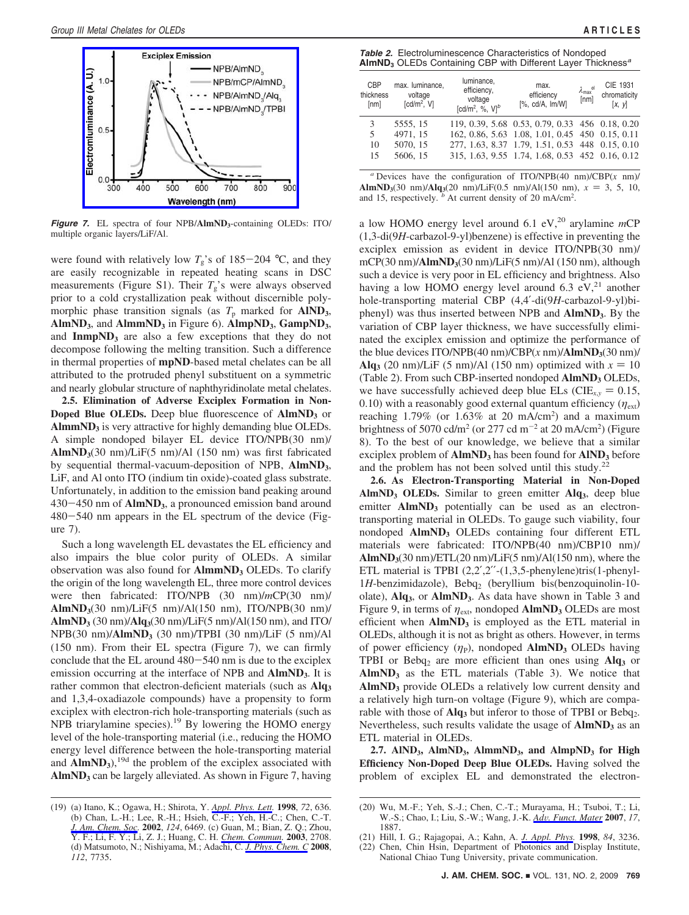**Figure 7.** EL spectra of four NPB/**AlmND$_3$**-containing OLEDs: ITO/ multiple organic layers/LiF/Al.

were found with relatively low $T_g$'s of 185−204 °C, and they are easily recognizable in repeated heating scans in DSC measurements (Figure S1). Their $T_g$'s were always observed prior to a cold crystallization peak without discernible polymorphic phase transition signals (as $T_p$ marked for **AlND$_3$**, **AlmND$_3$**, and **AlmmND$_3$** in Figure 6). **AlmpND$_3$**, **GampND$_3$**, and **InmpND$_3$** are also a few exceptions that they do not decompose following the melting transition. Such a difference in thermal properties of **mpND**-based metal chelates can be all attributed to the protruded phenyl substituent on a symmetric and nearly globular structure of naphthyridinolate metal chelates.

**2.5. Elimination of Adverse Exciplex Formation in Non-Doped Blue OLEDs.** Deep blue fluorescence of **AlmND$_3$** or **AlmmND$_3$** is very attractive for highly demanding blue OLEDs. A simple nondoped bilayer EL device ITO/NPB(30 nm)/ **AlmND$_3$**(30 nm)/LiF(5 nm)/Al (150 nm) was first fabricated by sequential thermal-vacuum-deposition of NPB, **AlmND$_3$**, LiF, and Al onto ITO (indium tin oxide)-coated glass substrate. Unfortunately, in addition to the emission band peaking around 430−450 nm of **AlmND$_3$**, a pronounced emission band around 480−540 nm appears in the EL spectrum of the device (Figure 7).

Such a long wavelength EL devastates the EL efficiency and also impairs the blue color purity of OLEDs. A similar observation was also found for **AlmmND$_3$** OLEDs. To clarify the origin of the long wavelength EL, three more control devices were then fabricated: ITO/NPB (30 nm)/*m*CP(30 nm)/ **AlmND$_3$**(30 nm)/LiF(5 nm)/Al(150 nm), ITO/NPB(30 nm)/ **AlmND$_3$** (30 nm)/**Alq$_3$**(30 nm)/LiF(5 nm)/Al(150 nm), and ITO/ NPB(30 nm)/**AlmND$_3$** (30 nm)/TPBI (30 nm)/LiF (5 nm)/Al (150 nm). From their EL spectra (Figure 7), we can firmly conclude that the EL around 480−540 nm is due to the exciplex emission occurring at the interface of NPB and **AlmND$_3$**. It is rather common that electron-deficient materials (such as **Alq$_3$** and 1,3,4-oxadiazole compounds) have a propensity to form exciplex with electron-rich hole-transporting materials (such as NPB triarylamine species).[19] By lowering the HOMO energy level of the hole-transporting material (i.e., reducing the HOMO energy level difference between the hole-transporting material and **AlmND$_3$**),[19d] the problem of the exciplex associated with **AlmND$_3$** can be largely alleviated. As shown in Figure 7, having a low HOMO energy level around 6.1 eV,[20] arylamine *m*CP (1,3-di(9*H*-carbazol-9-yl)benzene) is effective in preventing the exciplex emission as evident in device ITO/NPB(30 nm)/ mCP(30 nm)/**AlmND$_3$**(30 nm)/LiF(5 nm)/Al (150 nm), although such a device is very poor in EL efficiency and brightness. Also having a low HOMO energy level around 6.3 eV,[21] another hole-transporting material CBP (4,4′-di(9*H*-carbazol-9-yl)biphenyl) was thus inserted between NPB and **AlmND$_3$**. By the variation of CBP layer thickness, we have successfully eliminated the exciplex emission and optimize the performance of the blue devices ITO/NPB(40 nm)/CBP($x$ nm)/**AlmND$_3$**(30 nm)/ **Alq$_3$** (20 nm)/LiF (5 nm)/Al (150 nm) optimized with $x = 10$ (Table 2). From such CBP-inserted nondoped **AlmND$_3$** OLEDs, we have successfully achieved deep blue ELs (CIE$_{x,y}$ = 0.15, 0.10) with a reasonably good external quantum efficiency ($\eta_{ext}$) reaching 1.79% (or 1.63% at 20 mA/cm$^2$) and a maximum brightness of 5070 cd/m$^2$ (or 277 cd m$^{-2}$ at 20 mA/cm$^2$) (Figure 8). To the best of our knowledge, we believe that a similar exciplex problem of **AlmND$_3$** has been found for **AlND$_3$** before and the problem has not been solved until this study.[22]

**Table 2.** Electroluminescence Characteristics of Nondoped **AlmND$_3$** OLEDs Containing CBP with Different Layer Thickness[a]

| CBP thickness [nm] | max. luminance, voltage [cd/m$^2$, V] | luminance, efficiency, voltage [cd/m$^2$, %, V][b] | max. efficiency [%, cd/A, lm/W] | $\lambda_{max}^{el}$ [nm] | CIE 1931 chromaticity [$x$, $y$] |
|---|---|---|---|---|---|
| 3 | 5555, 15 | 119, 0.39, 5.68 | 0.53, 0.79, 0.33 | 456 | 0.18, 0.20 |
| 5 | 4971, 15 | 162, 0.86, 5.63 | 1.08, 1.01, 0.45 | 450 | 0.15, 0.11 |
| 10 | 5070, 15 | 277, 1.63, 8.37 | 1.79, 1.51, 0.53 | 448 | 0.15, 0.10 |
| 15 | 5606, 15 | 315, 1.63, 9.55 | 1.74, 1.68, 0.53 | 452 | 0.16, 0.12 |

[a] Devices have the configuration of ITO/NPB(40 nm)/CBP($x$ nm)/ **AlmND$_3$**(30 nm)/**Alq$_3$**(20 nm)/LiF(0.5 nm)/Al(150 nm), $x$ = 3, 5, 10, and 15, respectively. [b] At current density of 20 mA/cm$^2$.

**2.6. As Electron-Transporting Material in Non-Doped AlmND$_3$ OLEDs.** Similar to green emitter **Alq$_3$**, deep blue emitter **AlmND$_3$** potentially can be used as an electron-transporting material in OLEDs. To gauge such viability, four nondoped **AlmND$_3$** OLEDs containing four different ETL materials were fabricated: ITO/NPB(40 nm)/CBP10 nm)/ **AlmND$_3$**(30 nm)/ETL(20 nm)/LiF(5 nm)/Al(150 nm), where the ETL material is TPBI (2,2′,2′′-(1,3,5-phenylene)tris(1-phenyl-1*H*-benzimidazole), Bebq$_2$ (beryllium bis(benzoquinolin-10-olate), **Alq$_3$**, or **AlmND$_3$**. As data have shown in Table 3 and Figure 9, in terms of $\eta_{ext}$, nondoped **AlmND$_3$** OLEDs are most efficient when **AlmND$_3$** is employed as the ETL material in OLEDs, although it is not as bright as others. However, in terms of power efficiency ($\eta_P$), nondoped **AlmND$_3$** OLEDs having TPBI or Bebq$_2$ are more efficient than ones using **Alq$_3$** or **AlmND$_3$** as the ETL materials (Table 3). We notice that **AlmND$_3$** provide OLEDs a relatively low current density and a relatively high turn-on voltage (Figure 9), which are comparable with those of **Alq$_3$** but inferor to those of TPBI or Bebq$_2$. Nevertheless, such results validate the usage of **AlmND$_3$** as an ETL material in OLEDs.

**2.7. AlND$_3$, AlmND$_3$, AlmmND$_3$, and AlmpND$_3$ for High Efficiency Non-Doped Deep Blue OLEDs.** Having solved the problem of exciplex EL and demonstrated the electron-

(19) (a) Itano, K.; Ogawa, H.; Shirota, Y. *Appl. Phys. Lett.* **1998**, *72*, 636. (b) Chan, L.-H.; Lee, R.-H.; Hsieh, C.-F.; Yeh, H.-C.; Chen, C.-T. *J. Am. Chem. Soc.* **2002**, *124*, 6469. (c) Guan, M.; Bian, Z. Q.; Zhou, Y. F.; Li, F. Y.; Li, Z. J.; Huang, C. H. *Chem. Commun.* **2003**, 2708. (d) Matsumoto, N.; Nishiyama, M.; Adachi, C. *J. Phys. Chem. C* **2008**, *112*, 7735.

(20) Wu, M.-F.; Yeh, S.-J.; Chen, C.-T.; Murayama, H.; Tsuboi, T.; Li, W.-S.; Chao, I.; Liu, S.-W.; Wang, J.-K. *Adv. Funct. Mater* **2007**, *17*, 1887.

(21) Hill, I. G.; Rajagopai, A.; Kahn, A. *J. Appl. Phys.* **1998**, *84*, 3236.

(22) Chen, Chin Hsin, Department of Photonics and Display Institute, National Chiao Tung University, private communication.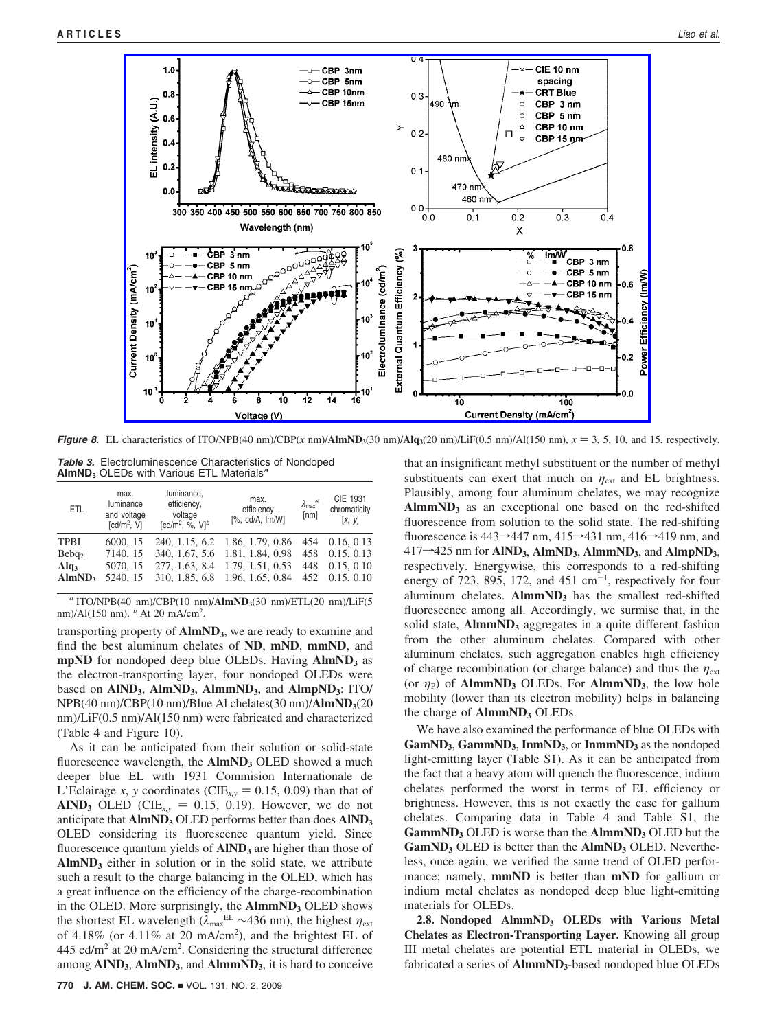**Figure 8.** EL characteristics of ITO/NPB(40 nm)/CBP($x$ nm)/**AlmND$_3$**(30 nm)/**Alq$_3$**(20 nm)/LiF(0.5 nm)/Al(150 nm), $x$ = 3, 5, 10, and 15, respectively.

**Table 3.** Electroluminescence Characteristics of Nondoped **AlmND$_3$** OLEDs with Various ETL Materials[a]

| ETL | max. luminance and voltage [cd/m$^2$, V] | luminance, efficiency, voltage [cd/m$^2$, %, V][b] | max. efficiency [%, cd/A, lm/W] | $\lambda_{max}^{el}$ [nm] | CIE 1931 chromaticity [$x$, $y$] |
|---|---|---|---|---|---|
| TPBI | 6000, 15 | 240, 1.15, 6.2 | 1.86, 1.79, 0.86 | 454 | 0.16, 0.13 |
| Bebq$_2$ | 7140, 15 | 340, 1.67, 5.6 | 1.81, 1.84, 0.98 | 458 | 0.15, 0.13 |
| **Alq$_3$** | 5070, 15 | 277, 1.63, 8.4 | 1.79, 1.51, 0.53 | 448 | 0.15, 0.10 |
| **AlmND$_3$** | 5240, 15 | 310, 1.85, 6.8 | 1.96, 1.65, 0.84 | 452 | 0.15, 0.10 |

[a] ITO/NPB(40 nm)/CBP(10 nm)/**AlmND$_3$**(30 nm)/ETL(20 nm)/LiF(5 nm)/Al(150 nm). [b] At 20 mA/cm$^2$.

transporting property of **AlmND$_3$**, we are ready to examine and find the best aluminum chelates of **ND**, **mND**, **mmND**, and **mpND** for nondoped deep blue OLEDs. Having **AlmND$_3$** as the electron-transporting layer, four nondoped OLEDs were based on **AlND$_3$**, **AlmND$_3$**, **AlmmND$_3$**, and **AlmpND$_3$**: ITO/NPB(40 nm)/CBP(10 nm)/Blue Al chelates(30 nm)/**AlmND$_3$**(20 nm)/LiF(0.5 nm)/Al(150 nm) were fabricated and characterized (Table 4 and Figure 10).

As it can be anticipated from their solution or solid-state fluorescence wavelength, the **AlmND$_3$** OLED showed a much deeper blue EL with 1931 Commision Internationale de L'Eclairage $x$, $y$ coordinates (CIE$_{x,y}$ = 0.15, 0.09) than that of **AlND$_3$** OLED (CIE$_{x,y}$ = 0.15, 0.19). However, we do not anticipate that **AlmND$_3$** OLED performs better than does **AlND$_3$** OLED considering its fluorescence quantum yield. Since fluorescence quantum yields of **AlND$_3$** are higher than those of **AlmND$_3$** either in solution or in the solid state, we attribute such a result to the charge balancing in the OLED, which has a great influence on the efficiency of the charge-recombination in the OLED. More surprisingly, the **AlmmND$_3$** OLED shows the shortest EL wavelength ($\lambda_{max}^{EL}$ ~436 nm), the highest $\eta_{ext}$ of 4.18% (or 4.11% at 20 mA/cm$^2$), and the brightest EL of 445 cd/m$^2$ at 20 mA/cm$^2$. Considering the structural difference among **AlND$_3$**, **AlmND$_3$**, and **AlmmND$_3$**, it is hard to conceive that an insignificant methyl substituent or the number of methyl substituents can exert that much on $\eta_{ext}$ and EL brightness. Plausibly, among four aluminum chelates, we may recognize **AlmmND$_3$** as an exceptional one based on the red-shifted fluorescence from solution to the solid state. The red-shifting fluorescence is 443→447 nm, 415→431 nm, 416→419 nm, and 417→425 nm for **AlND$_3$**, **AlmND$_3$**, **AlmmND$_3$**, and **AlmpND$_3$**, respectively. Energywise, this corresponds to a red-shifting energy of 723, 895, 172, and 451 cm$^{-1}$, respectively for four aluminum chelates. **AlmmND$_3$** has the smallest red-shifted fluorescence among all. Accordingly, we surmise that, in the solid state, **AlmmND$_3$** aggregates in a quite different fashion from the other aluminum chelates. Compared with other aluminum chelates, such aggregation enables high efficiency of charge recombination (or charge balance) and thus the $\eta_{ext}$ (or $\eta_P$) of **AlmmND$_3$** OLEDs. For **AlmmND$_3$**, the low hole mobility (lower than its electron mobility) helps in balancing the charge of **AlmmND$_3$** OLEDs.

We have also examined the performance of blue OLEDs with **GamND$_3$**, **GammND$_3$**, **InmND$_3$**, or **InmmND$_3$** as the nondoped light-emitting layer (Table S1). As it can be anticipated from the fact that a heavy atom will quench the fluorescence, indium chelates performed the worst in terms of EL efficiency or brightness. However, this is not exactly the case for gallium chelates. Comparing data in Table 4 and Table S1, the **GammND$_3$** OLED is worse than the **AlmmND$_3$** OLED but the **GamND$_3$** OLED is better than the **AlmND$_3$** OLED. Nevertheless, once again, we verified the same trend of OLED performance; namely, **mmND** is better than **mND** for gallium or indium metal chelates as nondoped deep blue light-emitting materials for OLEDs.

**2.8. Nondoped AlmmND$_3$ OLEDs with Various Metal Chelates as Electron-Transporting Layer.** Knowing all group III metal chelates are potential ETL material in OLEDs, we fabricated a series of **AlmmND$_3$**-based nondoped blue OLEDs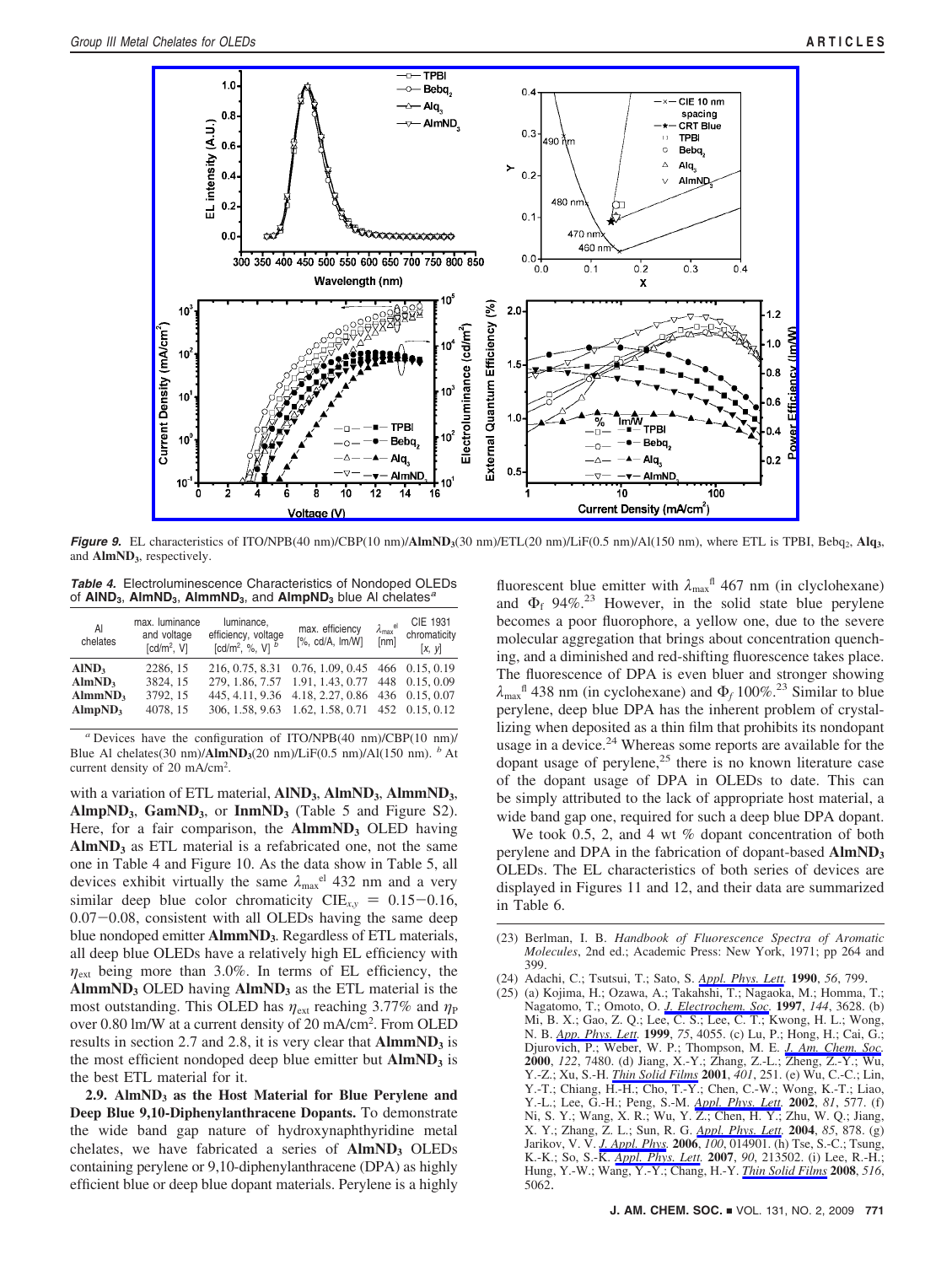**Figure 9.** EL characteristics of ITO/NPB(40 nm)/CBP(10 nm)/**AlmND$_3$**(30 nm)/ETL(20 nm)/LiF(0.5 nm)/Al(150 nm), where ETL is TPBI, Bebq$_2$, **Alq$_3$**, and **AlmND$_3$**, respectively.

**Table 4.** Electroluminescence Characteristics of Nondoped OLEDs of **AlND$_3$**, **AlmND$_3$**, **AlmmND$_3$**, and **AlmpND$_3$** blue Al chelates[a]

| Al chelates | max. luminance and voltage [cd/m$^2$, V] | luminance, efficiency, voltage [cd/m$^2$, %, V] [b] | max. efficiency [%, cd/A, lm/W] | $\lambda_{max}^{el}$ [nm] | CIE 1931 chromaticity [x, y] |
|---|---|---|---|---|---|
| **AlND$_3$** | 2286, 15 | 216, 0.75, 8.31 | 0.76, 1.09, 0.45 | 466 | 0.15, 0.19 |
| **AlmND$_3$** | 3824, 15 | 279, 1.86, 7.57 | 1.91, 1.43, 0.77 | 448 | 0.15, 0.09 |
| **AlmmND$_3$** | 3792, 15 | 445, 4.11, 9.36 | 4.18, 2.27, 0.86 | 436 | 0.15, 0.07 |
| **AlmpND$_3$** | 4078, 15 | 306, 1.58, 9.63 | 1.62, 1.58, 0.71 | 452 | 0.15, 0.12 |

[a] Devices have the configuration of ITO/NPB(40 nm)/CBP(10 nm)/ Blue Al chelates(30 nm)/**AlmND$_3$**(20 nm)/LiF(0.5 nm)/Al(150 nm). [b] At current density of 20 mA/cm$^2$.

with a variation of ETL material, **AlND$_3$**, **AlmND$_3$**, **AlmmND$_3$**, **AlmpND$_3$**, **GamND$_3$**, or **InmND$_3$** (Table 5 and Figure S2). Here, for a fair comparison, the **AlmmND$_3$** OLED having **AlmND$_3$** as ETL material is a refabricated one, not the same one in Table 4 and Figure 10. As the data show in Table 5, all devices exhibit virtually the same $\lambda_{max}^{el}$ 432 nm and a very similar deep blue color chromaticity $CIE_{x,y}$ = 0.15−0.16, 0.07−0.08, consistent with all OLEDs having the same deep blue nondoped emitter **AlmmND$_3$**. Regardless of ETL materials, all deep blue OLEDs have a relatively high EL efficiency with $\eta_{ext}$ being more than 3.0%. In terms of EL efficiency, the **AlmmND$_3$** OLED having **AlmND$_3$** as the ETL material is the most outstanding. This OLED has $\eta_{ext}$ reaching 3.77% and $\eta_P$ over 0.80 lm/W at a current density of 20 mA/cm$^2$. From OLED results in section 2.7 and 2.8, it is very clear that **AlmmND$_3$** is the most efficient nondoped deep blue emitter but **AlmND$_3$** is the best ETL material for it.

**2.9. AlmND$_3$ as the Host Material for Blue Perylene and Deep Blue 9,10-Diphenylanthracene Dopants.** To demonstrate the wide band gap nature of hydroxynaphthyridine metal chelates, we have fabricated a series of **AlmND$_3$** OLEDs containing perylene or 9,10-diphenylanthracene (DPA) as highly efficient blue or deep blue dopant materials. Perylene is a highly fluorescent blue emitter with $\lambda_{max}^{fl}$ 467 nm (in clyclohexane) and $\Phi_f$ 94%.[23] However, in the solid state blue perylene becomes a poor fluorophore, a yellow one, due to the severe molecular aggregation that brings about concentration quenching, and a diminished and red-shifting fluorescence takes place. The fluorescence of DPA is even bluer and stronger showing $\lambda_{max}^{fl}$ 438 nm (in cyclohexane) and $\Phi_f$ 100%.[23] Similar to blue perylene, deep blue DPA has the inherent problem of crystallizing when deposited as a thin film that prohibits its nondopant usage in a device.[24] Whereas some reports are available for the dopant usage of perylene,[25] there is no known literature case of the dopant usage of DPA in OLEDs to date. This can be simply attributed to the lack of appropriate host material, a wide band gap one, required for such a deep blue DPA dopant.

We took 0.5, 2, and 4 wt % dopant concentration of both perylene and DPA in the fabrication of dopant-based **AlmND$_3$** OLEDs. The EL characteristics of both series of devices are displayed in Figures 11 and 12, and their data are summarized in Table 6.

(23) Berlman, I. B. *Handbook of Fluorescence Spectra of Aromatic Molecules*, 2nd ed.; Academic Press: New York, 1971; pp 264 and 399.

(24) Adachi, C.; Tsutsui, T.; Sato, S. *Appl. Phys. Lett.* **1990**, *56*, 799.

(25) (a) Kojima, H.; Ozawa, A.; Takahshi, T.; Nagaoka, M.; Homma, T.; Nagatomo, T.; Omoto, O. *J. Electrochem. Soc.* **1997**, *144*, 3628. (b) Mi, B. X.; Gao, Z. Q.; Lee, C. S.; Lee, C. T.; Kwong, H. L.; Wong, N. B. *Appl. Phys. Lett.* **1999**, *75*, 4055. (c) Lu, P.; Hong, H.; Cai, G.; Djurovich, P.; Weber, W. P.; Thompson, M. E. *J. Am. Chem. Soc.* **2000**, *122*, 7480. (d) Jiang, X.-Y.; Zhang, Z.-L.; Zheng, Z.-Y.; Wu, Y.-Z.; Xu, S.-H. *Thin Solid Films* **2001**, *401*, 251. (e) Wu, C.-C.; Lin, Y.-T.; Chiang, H.-H.; Cho, T.-Y.; Chen, C.-W.; Wong, K.-T.; Liao, Y.-L.; Lee, G.-H.; Peng, S.-M. *Appl. Phys. Lett.* **2002**, *81*, 577. (f) Ni, S. Y.; Wang, X. R.; Wu, Y. Z.; Chen, H. Y.; Zhu, W. Q.; Jiang, X. Y.; Zhang, Z. L.; Sun, R. G. *Appl. Phys. Lett.* **2004**, *85*, 878. (g) Jarikov, V. V. *J. Appl. Phys.* **2006**, *100*, 014901. (h) Tse, S.-C.; Tsung, K.-K.; So, S.-K. *Appl. Phys. Lett.* **2007**, *90*, 213502. (i) Lee, R.-H.; Hung, Y.-W.; Wang, Y.-Y.; Chang, H.-Y. *Thin Solid Films* **2008**, *516*, 5062.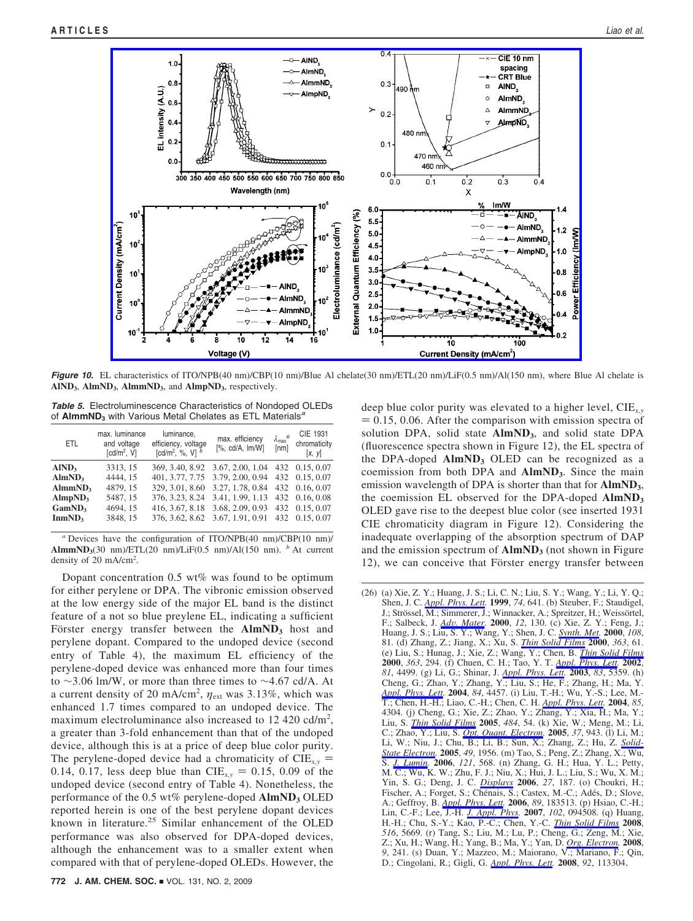**Figure 10.** EL characteristics of ITO/NPB(40 nm)/CBP(10 nm)/Blue Al chelate(30 nm)/ETL(20 nm)/LiF(0.5 nm)/Al(150 nm), where Blue Al chelate is **AlND$_3$**, **AlmND$_3$**, **AlmmND$_3$**, and **AlmpND$_3$**, respectively.

**Table 5.** Electroluminescence Characteristics of Nondoped OLEDs of **AlmmND$_3$** with Various Metal Chelates as ETL Materials[a]

| ETL | max. luminance and voltage [cd/m$^2$, V] | luminance, efficiency, voltage [cd/m$^2$, %, V][b] | max. efficiency [%, cd/A, lm/W] | $\lambda_{max}^{el}$ [nm] | CIE 1931 chromaticity [x, y] |
|---|---|---|---|---|---|
| **AlND$_3$** | 3313, 15 | 369, 3.40, 8.92 | 3.67, 2.00, 1.04 | 432 | 0.15, 0.07 |
| **AlmND$_3$** | 4444, 15 | 401, 3.77, 7.75 | 3.79, 2.00, 0.94 | 432 | 0.15, 0.07 |
| **AlmmND$_3$** | 4879, 15 | 329, 3.01, 8.60 | 3.27, 1.78, 0.84 | 432 | 0.16, 0.07 |
| **AlmpND$_3$** | 5487, 15 | 376, 3.23, 8.24 | 3.41, 1.99, 1.13 | 432 | 0.16, 0.08 |
| **GamND$_3$** | 4694, 15 | 416, 3.67, 8.18 | 3.68, 2.09, 0.93 | 432 | 0.15, 0.07 |
| **InmND$_3$** | 3848, 15 | 376, 3.62, 8.62 | 3.67, 1.91, 0.91 | 432 | 0.15, 0.07 |

[a] Devices have the configuration of ITO/NPB(40 nm)/CBP(10 nm)/**AlmmND$_3$**(30 nm)/ETL(20 nm)/LiF(0.5 nm)/Al(150 nm). [b] At current density of 20 mA/cm$^2$.

Dopant concentration 0.5 wt% was found to be optimum for either perylene or DPA. The vibronic emission observed at the low energy side of the major EL band is the distinct feature of a not so blue preylene EL, indicating a sufficient Förster energy transfer between the **AlmND$_3$** host and perylene dopant. Compared to the undoped device (second entry of Table 4), the maximum EL efficiency of the perylene-doped device was enhanced more than four times to ~3.06 lm/W, or more than three times to ~4.67 cd/A. At a current density of 20 mA/cm$^2$, $\eta_{ext}$ was 3.13%, which was enhanced 1.7 times compared to an undoped device. The maximum electroluminance also increased to 12 420 cd/m$^2$, a greater than 3-fold enhancement than that of the undoped device, although this is at a price of deep blue color purity. The perylene-doped device had a chromaticity of CIE$_{x,y}$ = 0.14, 0.17, less deep blue than CIE$_{x,y}$ = 0.15, 0.09 of the undoped device (second entry of Table 4). Nonetheless, the performance of the 0.5 wt% perylene-doped **AlmND$_3$** OLED reported herein is one of the best perylene dopant devices known in literature.[25] Similar enhancement of the OLED performance was also observed for DPA-doped devices, although the enhancement was to a smaller extent when compared with that of perylene-doped OLEDs. However, the deep blue color purity was elevated to a higher level, CIE$_{x,y}$ = 0.15, 0.06. After the comparison with emission spectra of solution DPA, solid state **AlmND$_3$**, and solid state DPA (fluorescence spectra shown in Figure 12), the EL spectra of the DPA-doped **AlmND$_3$** OLED can be recognized as a coemission from both DPA and **AlmND$_3$**. Since the main emission wavelength of DPA is shorter than that for **AlmND$_3$**, the coemission EL observed for the DPA-doped **AlmND$_3$** OLED gave rise to the deepest blue color (see inserted 1931 CIE chromaticity diagram in Figure 12). Considering the inadequate overlapping of the absorption spectrum of DAP and the emission spectrum of **AlmND$_3$** (not shown in Figure 12), we can conceive that Förster energy transfer between

(26) (a) Xie, Z. Y.; Huang, J. S.; Li, C. N.; Liu, S. Y.; Wang, Y.; Li, Y. Q.; Shen, J. C. *Appl. Phys. Lett.* **1999**, *74*, 641. (b) Steuber, F.; Staudigel, J.; Strössel, M.; Simmerer, J.; Winnacker, A.; Spreitzer, H.; Weissörtel, F.; Salbeck, J. *Adv. Mater.* **2000**, *12*, 130. (c) Xie, Z. Y.; Feng, J.; Huang, J. S.; Liu, S. Y.; Wang, Y.; Shen, J. C. *Synth. Met.* **2000**, *108*, 81. (d) Zhang, Z.; Jiang, X.; Xu, S. *Thin Solid Films* **2000**, *363*, 61. (e) Liu, S.; Hunag, J.; Xie, Z.; Wang, Y.; Chen, B. *Thin Solid Films* **2000**, *363*, 294. (f) Chuen, C. H.; Tao, Y. T. *Appl. Phys. Lett.* **2002**, *81*, 4499. (g) Li, G.; Shinar, J. *Appl. Phys. Lett.* **2003**, *83*, 5359. (h) Cheng, G.; Zhao, Y.; Zhang, Y.; Liu, S.; He, F.; Zhang, H.; Ma, Y. *Appl. Phys. Lett.* **2004**, *84*, 4457. (i) Liu, T.-H.; Wu, Y.-S.; Lee, M.-T.; Chen, H.-H.; Liao, C.-H.; Chen, C. H. *Appl. Phys. Lett.* **2004**, *85*, 4304. (j) Cheng, G.; Xie, Z.; Zhao, Y.; Zhang, Y.; Xia, H.; Ma, Y.; Liu, S. *Thin Solid Films* **2005**, *484*, 54. (k) Xie, W.; Meng, M.; Li, C.; Zhao, Y.; Liu, S. *Opt. Quant. Electron.* **2005**, *37*, 943. (l) Li, M.; Li, W.; Niu, J.; Chu, B.; Li, B.; Sun, X.; Zhang, Z.; Hu, Z. *Solid-State Electron.* **2005**, *49*, 1956. (m) Tao, S.; Peng, Z.; Zhang, X.; Wu, S. *J. Lumin.* **2006**, *121*, 568. (n) Zhang, G. H.; Hua, Y. L.; Petty, M. C.; Wu, K. W.; Zhu, F. J.; Niu, X.; Hui, J. L.; Liu, S.; Wu, X. M.; Yin, S. G.; Deng, J. C. *Displays* **2006**, *27*, 187. (o) Choukri, H.; Fischer, A.; Forget, S.; Chénais, S.; Castex, M.-C.; Adés, D.; Slove, A.; Geffroy, B. *Appl. Phys. Lett.* **2006**, *89*, 183513. (p) Hsiao, C.-H.; Lin, C.-F.; Lee, J.-H. *J. Appl. Phys.* **2007**, *102*, 094508. (q) Huang, H.-H.; Chu, S.-Y.; Kao, P.-C.; Chen, Y.-C. *Thin Solid Films* **2008**, *516*, 5669. (r) Tang, S.; Liu, M.; Lu, P.; Cheng, G.; Zeng, M.; Xie, Z.; Xu, H.; Wang, H.; Yang, B.; Ma, Y.; Yan, D. *Org. Electron.* **2008**, *9*, 241. (s) Duan, Y.; Mazzeo, M.; Maiorano, V.; Mariano, F.; Qin, D.; Cingolani, R.; Gigli, G. *Appl. Phys. Lett.* **2008**, *92*, 113304.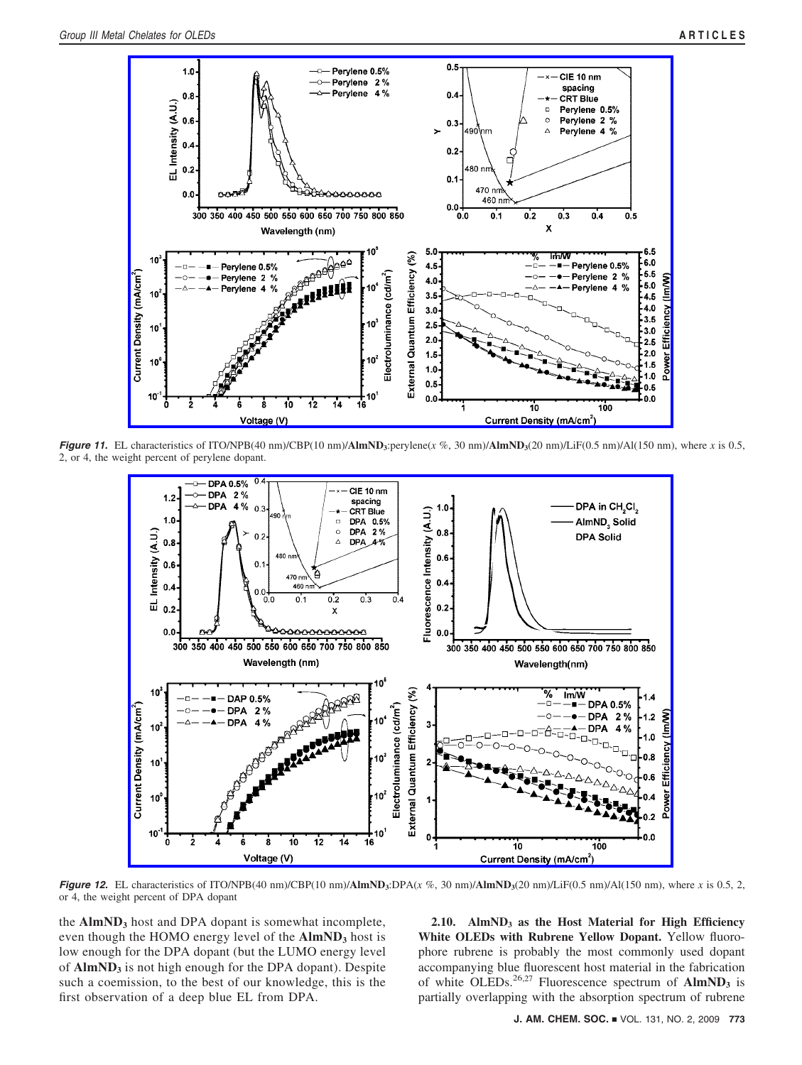***Figure 11.*** EL characteristics of ITO/NPB(40 nm)/CBP(10 nm)/**AlmND$_3$**:perylene($x$ %, 30 nm)/**AlmND$_3$**(20 nm)/LiF(0.5 nm)/Al(150 nm), where $x$ is 0.5, 2, or 4, the weight percent of perylene dopant.

***Figure 12.*** EL characteristics of ITO/NPB(40 nm)/CBP(10 nm)/**AlmND$_3$**:DPA($x$ %, 30 nm)/**AlmND$_3$**(20 nm)/LiF(0.5 nm)/Al(150 nm), where $x$ is 0.5, 2, or 4, the weight percent of DPA dopant

the **AlmND$_3$** host and DPA dopant is somewhat incomplete, even though the HOMO energy level of the **AlmND$_3$** host is low enough for the DPA dopant (but the LUMO energy level of **AlmND$_3$** is not high enough for the DPA dopant). Despite such a coemission, to the best of our knowledge, this is the first observation of a deep blue EL from DPA.

**2.10. AlmND$_3$ as the Host Material for High Efficiency White OLEDs with Rubrene Yellow Dopant.** Yellow fluorophore rubrene is probably the most commonly used dopant accompanying blue fluorescent host material in the fabrication of white OLEDs.[26,27] Fluorescence spectrum of **AlmND$_3$** is partially overlapping with the absorption spectrum of rubrene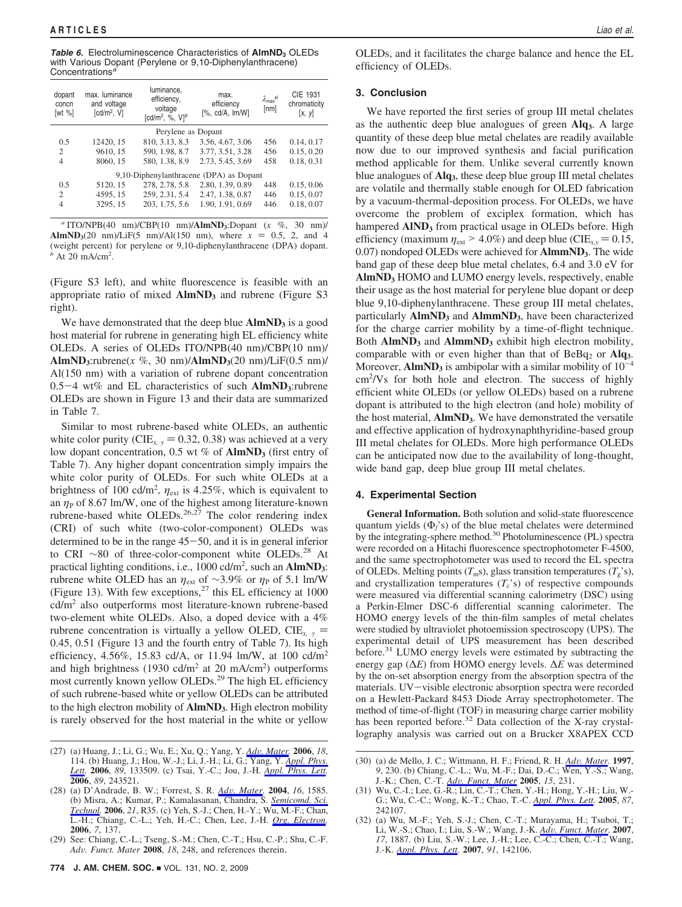**Table 6.** Electroluminescence Characteristics of **AlmND$_3$** OLEDs with Various Dopant (Perylene or 9,10-Diphenylanthracene) Concentrations[a]

| dopant concn [wt %] | max. luminance and voltage [cd/m$^2$, V] | luminance, efficiency, voltage [cd/m$^2$, %, V][b] | max. efficiency [%, cd/A, lm/W] | $\lambda_{max}^{el}$ [nm] | CIE 1931 chromaticity [x, y] |
|---|---|---|---|---|---|
| Perylene as Dopant | | | | | |
| 0.5 | 12420, 15 | 810, 3.13, 8.3 | 3.56, 4.67, 3.06 | 456 | 0.14, 0.17 |
| 2 | 9610, 15 | 590, 1.98, 8.7 | 3.77, 3.51, 3.28 | 456 | 0.15, 0.20 |
| 4 | 8060, 15 | 580, 1.38, 8.9 | 2.73, 5.45, 3.69 | 458 | 0.18, 0.31 |
| 9,10-Diphenylanthracene (DPA) as Dopant | | | | | |
| 0.5 | 5120, 15 | 278, 2.78, 5.8 | 2.80, 1.39, 0.89 | 448 | 0.15, 0.06 |
| 2 | 4595, 15 | 259, 2.31, 5.4 | 2.47, 1.38, 0.87 | 446 | 0.15, 0.07 |
| 4 | 3295, 15 | 203, 1.75, 5.6 | 1.90, 1.91, 0.69 | 446 | 0.18, 0.07 |

[a] ITO/NPB(40 nm)/CBP(10 nm)/**AlmND$_3$**:Dopant ($x$ %, 30 nm)/**AlmND$_3$**(20 nm)/LiF(5 nm)/Al(150 nm), where $x$ = 0.5, 2, and 4 (weight percent) for perylene or 9,10-diphenylanthracene (DPA) dopant. [b] At 20 mA/cm$^2$.

(Figure S3 left), and white fluorescence is feasible with an appropriate ratio of mixed **AlmND$_3$** and rubrene (Figure S3 right).

We have demonstrated that the deep blue **AlmND$_3$** is a good host material for rubrene in generating high EL efficiency white OLEDs. A series of OLEDs ITO/NPB(40 nm)/CBP(10 nm)/**AlmND$_3$**:rubrene($x$ %, 30 nm)/**AlmND$_3$**(20 nm)/LiF(0.5 nm)/Al(150 nm) with a variation of rubrene dopant concentration 0.5−4 wt% and EL characteristics of such **AlmND$_3$**:rubrene OLEDs are shown in Figure 13 and their data are summarized in Table 7.

Similar to most rubrene-based white OLEDs, an authentic white color purity (CIE$_{x,\,y}$ = 0.32, 0.38) was achieved at a very low dopant concentration, 0.5 wt % of **AlmND$_3$** (first entry of Table 7). Any higher dopant concentration simply impairs the white color purity of OLEDs. For such white OLEDs at a brightness of 100 cd/m$^2$, $\eta_{ext}$ is 4.25%, which is equivalent to an $\eta_P$ of 8.67 lm/W, one of the highest among literature-known rubrene-based white OLEDs.[26,27] The color rendering index (CRI) of such white (two-color-component) OLEDs was determined to be in the range 45−50, and it is in general inferior to CRI ∼80 of three-color-component white OLEDs.[28] At practical lighting conditions, i.e., 1000 cd/m$^2$, such an **AlmND$_3$**:rubrene white OLED has an $\eta_{ext}$ of ∼3.9% or $\eta_P$ of 5.1 lm/W (Figure 13). With few exceptions,[27] this EL efficiency at 1000 cd/m$^2$ also outperforms most literature-known rubrene-based two-element white OLEDs. Also, a doped device with a 4% rubrene concentration is virtually a yellow OLED, CIE$_{x,\,y}$ = 0.45, 0.51 (Figure 13 and the fourth entry of Table 7). Its high efficiency, 4.56%, 15.83 cd/A, or 11.94 lm/W, at 100 cd/m$^2$ and high brightness (1930 cd/m$^2$ at 20 mA/cm$^2$) outperforms most currently known yellow OLEDs.[29] The high EL efficiency of such rubrene-based white or yellow OLEDs can be attributed to the high electron mobility of **AlmND$_3$**. High electron mobility is rarely observed for the host material in the white or yellow OLEDs, and it facilitates the charge balance and hence the EL efficiency of OLEDs.

## 3. Conclusion

We have reported the first series of group III metal chelates as the authentic deep blue analogues of green **Alq$_3$**. A large quantity of these deep blue metal chelates are readily available now due to our improved synthesis and facial purification method applicable for them. Unlike several currently known blue analogues of **Alq$_3$**, these deep blue group III metal chelates are volatile and thermally stable enough for OLED fabrication by a vacuum-thermal-deposition process. For OLEDs, we have overcome the problem of exciplex formation, which has hampered **AlND$_3$** from practical usage in OLEDs before. High efficiency (maximum $\eta_{ext}$ > 4.0%) and deep blue (CIE$_{x,y}$ = 0.15, 0.07) nondoped OLEDs were achieved for **AlmmND$_3$**. The wide band gap of these deep blue metal chelates, 6.4 and 3.0 eV for **AlmND$_3$** HOMO and LUMO energy levels, respectively, enable their usage as the host material for perylene blue dopant or deep blue 9,10-diphenylanthracene. These group III metal chelates, particularly **AlmND$_3$** and **AlmmND$_3$**, have been characterized for the charge carrier mobility by a time-of-flight technique. Both **AlmND$_3$** and **AlmmND$_3$** exhibit high electron mobility, comparable with or even higher than that of BeBq$_2$ or **Alq$_3$**. Moreover, **AlmND$_3$** is ambipolar with a similar mobility of $10^{-4}$ cm$^2$/Vs for both hole and electron. The success of highly efficient white OLEDs (or yellow OLEDs) based on a rubrene dopant is attributed to the high electron (and hole) mobility of the host material, **AlmND$_3$**. We have demonstrated the versatile and effective application of hydroxynaphthyridine-based group III metal chelates for OLEDs. More high performance OLEDs can be anticipated now due to the availability of long-thought, wide band gap, deep blue group III metal chelates.

## 4. Experimental Section

**General Information.** Both solution and solid-state fluorescence quantum yields ($\Phi_f$'s) of the blue metal chelates were determined by the integrating-sphere method.[30] Photoluminescence (PL) spectra were recorded on a Hitachi fluorescence spectrophotometer F-4500, and the same spectrophotometer was used to record the EL spectra of OLEDs. Melting points ($T_m$s), glass transition temperatures ($T_g$'s), and crystallization temperatures ($T_c$'s) of respective compounds were measured via differential scanning calorimetry (DSC) using a Perkin-Elmer DSC-6 differential scanning calorimeter. The HOMO energy levels of the thin-film samples of metal chelates were studied by ultraviolet photoemission spectroscopy (UPS). The experimental detail of UPS measurement has been described before.[31] LUMO energy levels were estimated by subtracting the energy gap ($\Delta E$) from HOMO energy levels. $\Delta E$ was determined by the on-set absorption energy from the absorption spectra of the materials. UV−visible electronic absorption spectra were recorded on a Hewlett-Packard 8453 Diode Array spectrophotometer. The method of time-of-flight (TOF) in measuring charge carrier mobility has been reported before.[32] Data collection of the X-ray crystallography analysis was carried out on a Brucker X8APEX CCD

(27) (a) Huang, J.; Li, G.; Wu, E.; Xu, Q.; Yang, Y. *Adv. Mater.* **2006**, *18*, 114. (b) Huang, J.; Hou, W.-J.; Li, J.-H.; Li, G.; Yang, Y. *Appl. Phys. Lett.* **2006**, *89*, 133509. (c) Tsai, Y.-C.; Jou, J.-H. *Appl. Phys. Lett.* **2006**, *89*, 243521.

(28) (a) D'Andrade, B. W.; Forrest, S. R. *Adv. Mater.* **2004**, *16*, 1585. (b) Misra, A.; Kumar, P.; Kamalasanan, Chandra, S. *Semicomd. Sci. Technol.* **2006**, *21*, R35. (c) Yeh, S.-J.; Chen, H.-Y.; Wu, M.-F.; Chan, L.-H.; Chiang, C.-L.; Yeh, H.-C.; Chen, Lee, J.-H. *Org. Electron.* **2006**, *7*, 137.

(29) See: Chiang, C.-L.; Tseng, S.-M.; Chen, C.-T.; Hsu, C.-P.; Shu, C.-F. *Adv. Funct. Mater* **2008**, *18*, 248, and references therein.

(30) (a) de Mello, J. C.; Wittmann, H. F.; Friend, R. H. *Adv. Mater.* **1997**, *9*, 230. (b) Chiang, C.-L.; Wu, M.-F.; Dai, D.-C.; Wen, Y.-S.; Wang, J.-K.; Chen, C.-T. *Adv. Funct. Mater* **2005**, *15*, 231.

(31) Wu, C.-I.; Lee, G.-R.; Lin, C.-T.; Chen, Y.-H.; Hong, Y.-H.; Liu, W.-G.; Wu, C.-C.; Wong, K.-T.; Chao, T.-C. *Appl. Phys. Lett.* **2005**, *87*, 242107.

(32) (a) Wu, M.-F.; Yeh, S.-J.; Chen, C.-T.; Murayama, H.; Tsuboi, T.; Li, W.-S.; Chao, I.; Liu, S.-W.; Wang, J.-K. *Adv. Funct. Mater.* **2007**, *17*, 1887. (b) Liu, S.-W.; Lee, J.-H.; Lee, C.-C.; Chen, C.-T.; Wang, J.-K. *Appl. Phys. Lett.* **2007**, *91*, 142106.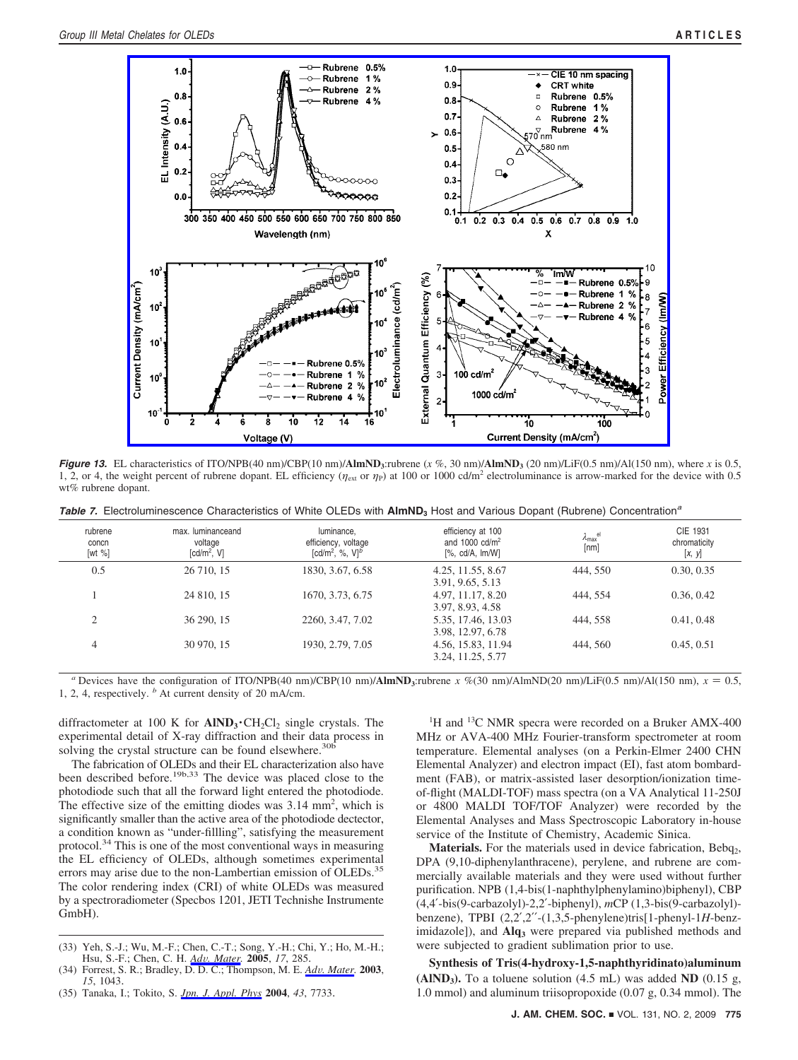**Figure 13.** EL characteristics of ITO/NPB(40 nm)/CBP(10 nm)/**AlmND$_3$**:rubrene (*x* %, 30 nm)/**AlmND$_3$** (20 nm)/LiF(0.5 nm)/Al(150 nm), where *x* is 0.5, 1, 2, or 4, the weight percent of rubrene dopant. EL efficiency ($\eta_{ext}$ or $\eta_P$) at 100 or 1000 cd/m$^2$ electroluminance is arrow-marked for the device with 0.5 wt% rubrene dopant.

**Table 7.** Electroluminescence Characteristics of White OLEDs with **AlmND$_3$** Host and Various Dopant (Rubrene) Concentration[a]

| rubrene concn [wt %] | max. luminanceand voltage [cd/m$^2$, V] | luminance, efficiency, voltage [cd/m$^2$, %, V][b] | efficiency at 100 and 1000 cd/m$^2$ [%, cd/A, lm/W] | $\lambda_{max}^{el}$ [nm] | CIE 1931 chromaticity [*x*, *y*] |
|---|---|---|---|---|---|
| 0.5 | 26 710, 15 | 1830, 3.67, 6.58 | 4.25, 11.55, 8.67<br>3.91, 9.65, 5.13 | 444, 550 | 0.30, 0.35 |
| 1 | 24 810, 15 | 1670, 3.73, 6.75 | 4.97, 11.17, 8.20<br>3.97, 8.93, 4.58 | 444, 554 | 0.36, 0.42 |
| 2 | 36 290, 15 | 2260, 3.47, 7.02 | 5.35, 17.46, 13.03<br>3.98, 12.97, 6.78 | 444, 558 | 0.41, 0.48 |
| 4 | 30 970, 15 | 1930, 2.79, 7.05 | 4.56, 15.83, 11.94<br>3.24, 11.25, 5.77 | 444, 560 | 0.45, 0.51 |

[a] Devices have the configuration of ITO/NPB(40 nm)/CBP(10 nm)/**AlmND$_3$**:rubrene *x* %(30 nm)/AlmND(20 nm)/LiF(0.5 nm)/Al(150 nm), *x* = 0.5, 1, 2, 4, respectively. [b] At current density of 20 mA/cm.

diffractometer at 100 K for **AlND$_3$·CH$_2$Cl$_2$** single crystals. The experimental detail of X-ray diffraction and their data process in solving the crystal structure can be found elsewhere.[30b]

The fabrication of OLEDs and their EL characterization also have been described before.[19b,33] The device was placed close to the photodiode such that all the forward light entered the photodiode. The effective size of the emitting diodes was 3.14 mm$^2$, which is significantly smaller than the active area of the photodiode dectector, a condition known as "under-fillling", satisfying the measurement protocol.[34] This is one of the most conventional ways in measuring the EL efficiency of OLEDs, although sometimes experimental errors may arise due to the non-Lambertian emission of OLEDs.[35] The color rendering index (CRI) of white OLEDs was measured by a spectroradiometer (Specbos 1201, JETI Technishe Instrumente GmbH).

$^1$H and $^{13}$C NMR specra were recorded on a Bruker AMX-400 MHz or AVA-400 MHz Fourier-transform spectrometer at room temperature. Elemental analyses (on a Perkin-Elmer 2400 CHN Elemental Analyzer) and electron impact (EI), fast atom bombardment (FAB), or matrix-assisted laser desorption/ionization time-of-flight (MALDI-TOF) mass spectra (on a VA Analytical 11-250J or 4800 MALDI TOF/TOF Analyzer) were recorded by the Elemental Analyses and Mass Spectroscopic Laboratory in-house service of the Institute of Chemistry, Academic Sinica.

**Materials.** For the materials used in device fabrication, Bebq$_2$, DPA (9,10-diphenylanthracene), perylene, and rubrene are commercially available materials and they were used without further purification. NPB (1,4-bis(1-naphthylphenylamino)biphenyl), CBP (4,4′-bis(9-carbazolyl)-2,2′-biphenyl), *m*CP (1,3-bis(9-carbazolyl)-benzene), TPBI (2,2′,2′′-(1,3,5-phenylene)tris[1-phenyl-1*H*-benzimidazole]), and **Alq$_3$** were prepared via published methods and were subjected to gradient sublimation prior to use.

**Synthesis of Tris(4-hydroxy-1,5-naphthyridinato)aluminum (AlND$_3$).** To a toluene solution (4.5 mL) was added **ND** (0.15 g, 1.0 mmol) and aluminum triisopropoxide (0.07 g, 0.34 mmol). The

(33) Yeh, S.-J.; Wu, M.-F.; Chen, C.-T.; Song, Y.-H.; Chi, Y.; Ho, M.-H.; Hsu, S.-F.; Chen, C. H. *Adv. Mater.* **2005**, *17*, 285.

(34) Forrest, S. R.; Bradley, D. D. C.; Thompson, M. E. *Adv. Mater.* **2003**, *15*, 1043.

(35) Tanaka, I.; Tokito, S. *Jpn. J. Appl. Phys* **2004**, *43*, 7733.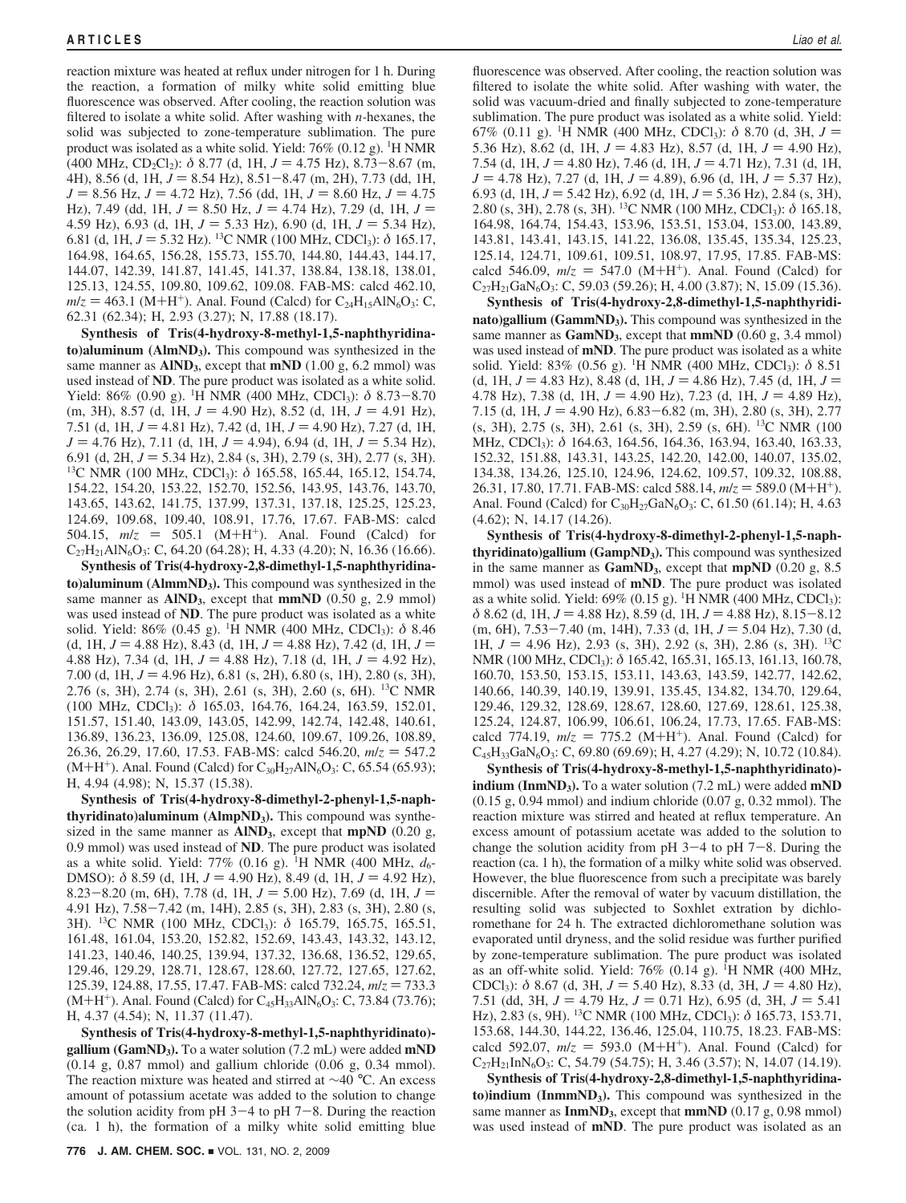reaction mixture was heated at reflux under nitrogen for 1 h. During the reaction, a formation of milky white solid emitting blue fluorescence was observed. After cooling, the reaction solution was filtered to isolate a white solid. After washing with *n*-hexanes, the solid was subjected to zone-temperature sublimation. The pure product was isolated as a white solid. Yield: 76% (0.12 g). $^1$H NMR (400 MHz, $CD_2Cl_2$): δ 8.77 (d, 1H, $J$ = 4.75 Hz), 8.73−8.67 (m, 4H), 8.56 (d, 1H, $J$ = 8.54 Hz), 8.51−8.47 (m, 2H), 7.73 (dd, 1H, $J$ = 8.56 Hz, $J$ = 4.72 Hz), 7.56 (dd, 1H, $J$ = 8.60 Hz, $J$ = 4.75 Hz), 7.49 (dd, 1H, $J$ = 8.50 Hz, $J$ = 4.74 Hz), 7.29 (d, 1H, $J$ = 4.59 Hz), 6.93 (d, 1H, $J$ = 5.33 Hz), 6.90 (d, 1H, $J$ = 5.34 Hz), 6.81 (d, 1H, $J$ = 5.32 Hz). $^{13}$C NMR (100 MHz, $CDCl_3$): δ 165.17, 164.98, 164.65, 156.28, 155.73, 155.70, 144.80, 144.43, 144.17, 144.07, 142.39, 141.87, 141.45, 141.37, 138.84, 138.18, 138.01, 125.13, 124.55, 109.80, 109.62, 109.08. FAB-MS: calcd 462.10, $m/z$ = 463.1 (M+H$^+$). Anal. Found (Calcd) for $C_{24}H_{15}AlN_6O_3$: C, 62.31 (62.34); H, 2.93 (3.27); N, 17.88 (18.17).

**Synthesis of Tris(4-hydroxy-8-methyl-1,5-naphthyridinato)aluminum (AlmND$_3$).** This compound was synthesized in the same manner as **AlND$_3$**, except that **mND** (1.00 g, 6.2 mmol) was used instead of **ND**. The pure product was isolated as a white solid. Yield: 86% (0.90 g). $^1$H NMR (400 MHz, $CDCl_3$): δ 8.73−8.70 (m, 3H), 8.57 (d, 1H, $J$ = 4.90 Hz), 8.52 (d, 1H, $J$ = 4.91 Hz), 7.51 (d, 1H, $J$ = 4.81 Hz), 7.42 (d, 1H, $J$ = 4.90 Hz), 7.27 (d, 1H, $J$ = 4.76 Hz), 7.11 (d, 1H, $J$ = 4.94), 6.94 (d, 1H, $J$ = 5.34 Hz), 6.91 (d, 2H, $J$ = 5.34 Hz), 2.84 (s, 3H), 2.79 (s, 3H), 2.77 (s, 3H). $^{13}$C NMR (100 MHz, $CDCl_3$): δ 165.58, 165.44, 165.12, 154.74, 154.22, 154.20, 153.22, 152.70, 152.56, 143.95, 143.76, 143.70, 143.65, 143.62, 141.75, 137.99, 137.31, 137.18, 125.25, 125.23, 124.69, 109.68, 109.40, 108.91, 17.76, 17.67. FAB-MS: calcd 504.15, $m/z$ = 505.1 (M+H$^+$). Anal. Found (Calcd) for $C_{27}H_{21}AlN_6O_3$: C, 64.20 (64.28); H, 4.33 (4.20); N, 16.36 (16.66).

**Synthesis of Tris(4-hydroxy-2,8-dimethyl-1,5-naphthyridinato)aluminum (AlmmND$_3$).** This compound was synthesized in the same manner as **AlND$_3$**, except that **mmND** (0.50 g, 2.9 mmol) was used instead of **ND**. The pure product was isolated as a white solid. Yield: 86% (0.45 g). $^1$H NMR (400 MHz, $CDCl_3$): δ 8.46 (d, 1H, $J$ = 4.88 Hz), 8.43 (d, 1H, $J$ = 4.88 Hz), 7.42 (d, 1H, $J$ = 4.88 Hz), 7.34 (d, 1H, $J$ = 4.88 Hz), 7.18 (d, 1H, $J$ = 4.92 Hz), 7.00 (d, 1H, $J$ = 4.96 Hz), 6.81 (s, 2H), 6.80 (s, 1H), 2.80 (s, 3H), 2.76 (s, 3H), 2.74 (s, 3H), 2.61 (s, 3H), 2.60 (s, 6H). $^{13}$C NMR (100 MHz, $CDCl_3$): δ 165.03, 164.76, 164.24, 163.59, 152.01, 151.57, 151.40, 143.09, 143.05, 142.99, 142.74, 142.48, 140.61, 136.89, 136.23, 136.09, 125.08, 124.60, 109.67, 109.26, 108.89, 26.36, 26.29, 17.60, 17.53. FAB-MS: calcd 546.20, $m/z$ = 547.2 (M+H$^+$). Anal. Found (Calcd) for $C_{30}H_{27}AlN_6O_3$: C, 65.54 (65.93); H, 4.94 (4.98); N, 15.37 (15.38).

**Synthesis of Tris(4-hydroxy-8-dimethyl-2-phenyl-1,5-naphthyridinato)aluminum (AlmpND$_3$).** This compound was synthesized in the same manner as **AlND$_3$**, except that **mpND** (0.20 g, 0.9 mmol) was used instead of **ND**. The pure product was isolated as a white solid. Yield: 77% (0.16 g). $^1$H NMR (400 MHz, $d_6$-DMSO): δ 8.59 (d, 1H, $J$ = 4.90 Hz), 8.49 (d, 1H, $J$ = 4.92 Hz), 8.23−8.20 (m, 6H), 7.78 (d, 1H, $J$ = 5.00 Hz), 7.69 (d, 1H, $J$ = 4.91 Hz), 7.58−7.42 (m, 14H), 2.85 (s, 3H), 2.83 (s, 3H), 2.80 (s, 3H). $^{13}$C NMR (100 MHz, $CDCl_3$): δ 165.79, 165.75, 165.51, 161.48, 161.04, 153.20, 152.82, 152.69, 143.43, 143.32, 143.12, 141.23, 140.46, 140.25, 139.94, 137.32, 136.68, 136.52, 129.65, 129.46, 129.29, 128.71, 128.67, 128.60, 127.72, 127.65, 127.62, 125.39, 124.88, 17.55, 17.47. FAB-MS: calcd 732.24, $m/z$ = 733.3 (M+H$^+$). Anal. Found (Calcd) for $C_{45}H_{33}AlN_6O_3$: C, 73.84 (73.76); H, 4.37 (4.54); N, 11.37 (11.47).

**Synthesis of Tris(4-hydroxy-8-methyl-1,5-naphthyridinato)gallium (GamND$_3$).** To a water solution (7.2 mL) were added **mND** (0.14 g, 0.87 mmol) and gallium chloride (0.06 g, 0.34 mmol). The reaction mixture was heated and stirred at ∼40 °C. An excess amount of potassium acetate was added to the solution to change the solution acidity from pH 3−4 to pH 7−8. During the reaction (ca. 1 h), the formation of a milky white solid emitting blue fluorescence was observed. After cooling, the reaction solution was filtered to isolate the white solid. After washing with water, the solid was vacuum-dried and finally subjected to zone-temperature sublimation. The pure product was isolated as a white solid. Yield: 67% (0.11 g). $^1$H NMR (400 MHz, $CDCl_3$): δ 8.70 (d, 3H, $J$ = 5.36 Hz), 8.62 (d, 1H, $J$ = 4.83 Hz), 8.57 (d, 1H, $J$ = 4.90 Hz), 7.54 (d, 1H, $J$ = 4.80 Hz), 7.46 (d, 1H, $J$ = 4.71 Hz), 7.31 (d, 1H, $J$ = 4.78 Hz), 7.27 (d, 1H, $J$ = 4.89), 6.96 (d, 1H, $J$ = 5.37 Hz), 6.93 (d, 1H, $J$ = 5.42 Hz), 6.92 (d, 1H, $J$ = 5.36 Hz), 2.84 (s, 3H), 2.80 (s, 3H), 2.78 (s, 3H). $^{13}$C NMR (100 MHz, $CDCl_3$): δ 165.18, 164.98, 164.74, 154.43, 153.96, 153.51, 153.04, 153.00, 143.89, 143.81, 143.41, 143.15, 141.22, 136.08, 135.45, 135.34, 125.23, 125.14, 124.71, 109.61, 109.51, 108.97, 17.95, 17.85. FAB-MS: calcd 546.09, $m/z$ = 547.0 (M+H$^+$). Anal. Found (Calcd) for $C_{27}H_{21}GaN_6O_3$: C, 59.03 (59.26); H, 4.00 (3.87); N, 15.09 (15.36).

**Synthesis of Tris(4-hydroxy-2,8-dimethyl-1,5-naphthyridinato)gallium (GammND$_3$).** This compound was synthesized in the same manner as **GamND$_3$**, except that **mmND** (0.60 g, 3.4 mmol) was used instead of **mND**. The pure product was isolated as a white solid. Yield: 83% (0.56 g). $^1$H NMR (400 MHz, $CDCl_3$): δ 8.51 (d, 1H, $J$ = 4.83 Hz), 8.48 (d, 1H, $J$ = 4.86 Hz), 7.45 (d, 1H, $J$ = 4.78 Hz), 7.38 (d, 1H, $J$ = 4.90 Hz), 7.23 (d, 1H, $J$ = 4.89 Hz), 7.15 (d, 1H, $J$ = 4.90 Hz), 6.83−6.82 (m, 3H), 2.80 (s, 3H), 2.77 (s, 3H), 2.75 (s, 3H), 2.61 (s, 3H), 2.59 (s, 6H). $^{13}$C NMR (100 MHz, $CDCl_3$): δ 164.63, 164.56, 164.36, 163.94, 163.40, 163.33, 152.32, 151.88, 143.31, 143.25, 142.20, 142.00, 140.07, 135.02, 134.38, 134.26, 125.10, 124.96, 124.62, 109.57, 109.32, 108.88, 26.31, 17.80, 17.71. FAB-MS: calcd 588.14, $m/z$ = 589.0 (M+H$^+$). Anal. Found (Calcd) for $C_{30}H_{27}GaN_6O_3$: C, 61.50 (61.14); H, 4.63 (4.62); N, 14.17 (14.26).

**Synthesis of Tris(4-hydroxy-8-dimethyl-2-phenyl-1,5-naphthyridinato)gallium (GampND$_3$).** This compound was synthesized in the same manner as **GamND$_3$**, except that **mpND** (0.20 g, 8.5 mmol) was used instead of **mND**. The pure product was isolated as a white solid. Yield: 69% (0.15 g). $^1$H NMR (400 MHz, $CDCl_3$): δ 8.62 (d, 1H, $J$ = 4.88 Hz), 8.59 (d, 1H, $J$ = 4.88 Hz), 8.15−8.12 (m, 6H), 7.53−7.40 (m, 14H), 7.33 (d, 1H, $J$ = 5.04 Hz), 7.30 (d, 1H, $J$ = 4.96 Hz), 2.93 (s, 3H), 2.92 (s, 3H), 2.86 (s, 3H). $^{13}$C NMR (100 MHz, $CDCl_3$): δ 165.42, 165.31, 165.13, 161.13, 160.78, 160.70, 153.50, 153.15, 153.11, 143.63, 143.59, 142.77, 142.62, 140.66, 140.39, 140.19, 139.91, 135.45, 134.82, 134.70, 129.64, 129.46, 129.32, 128.69, 128.67, 128.60, 127.69, 128.61, 125.38, 125.24, 124.87, 106.99, 106.61, 106.24, 17.73, 17.65. FAB-MS: calcd 774.19, $m/z$ = 775.2 (M+H$^+$). Anal. Found (Calcd) for $C_{45}H_{33}GaN_6O_3$: C, 69.80 (69.69); H, 4.27 (4.29); N, 10.72 (10.84).

**Synthesis of Tris(4-hydroxy-8-methyl-1,5-naphthyridinato)indium (InmND$_3$).** To a water solution (7.2 mL) were added **mND** (0.15 g, 0.94 mmol) and indium chloride (0.07 g, 0.32 mmol). The reaction mixture was stirred and heated at reflux temperature. An excess amount of potassium acetate was added to the solution to change the solution acidity from pH 3−4 to pH 7−8. During the reaction (ca. 1 h), the formation of a milky white solid was observed. However, the blue fluorescence from such a precipitate was barely discernible. After the removal of water by vacuum distillation, the resulting solid was subjected to Soxhlet extration by dichloromethane for 24 h. The extracted dichloromethane solution was evaporated until dryness, and the solid residue was further purified by zone-temperature sublimation. The pure product was isolated as an off-white solid. Yield: 76% (0.14 g). $^1$H NMR (400 MHz, $CDCl_3$): δ 8.67 (d, 3H, $J$ = 5.40 Hz), 8.33 (d, 3H, $J$ = 4.80 Hz), 7.51 (dd, 3H, $J$ = 4.79 Hz, $J$ = 0.71 Hz), 6.95 (d, 3H, $J$ = 5.41 Hz), 2.83 (s, 9H). $^{13}$C NMR (100 MHz, $CDCl_3$): δ 165.73, 153.71, 153.68, 144.30, 144.22, 136.46, 125.04, 110.75, 18.23. FAB-MS: calcd 592.07, $m/z$ = 593.0 (M+H$^+$). Anal. Found (Calcd) for $C_{27}H_{21}InN_6O_3$: C, 54.79 (54.75); H, 3.46 (3.57); N, 14.07 (14.19).

**Synthesis of Tris(4-hydroxy-2,8-dimethyl-1,5-naphthyridinato)indium (InmmND$_3$).** This compound was synthesized in the same manner as **InmND$_3$**, except that **mmND** (0.17 g, 0.98 mmol) was used instead of **mND**. The pure product was isolated as an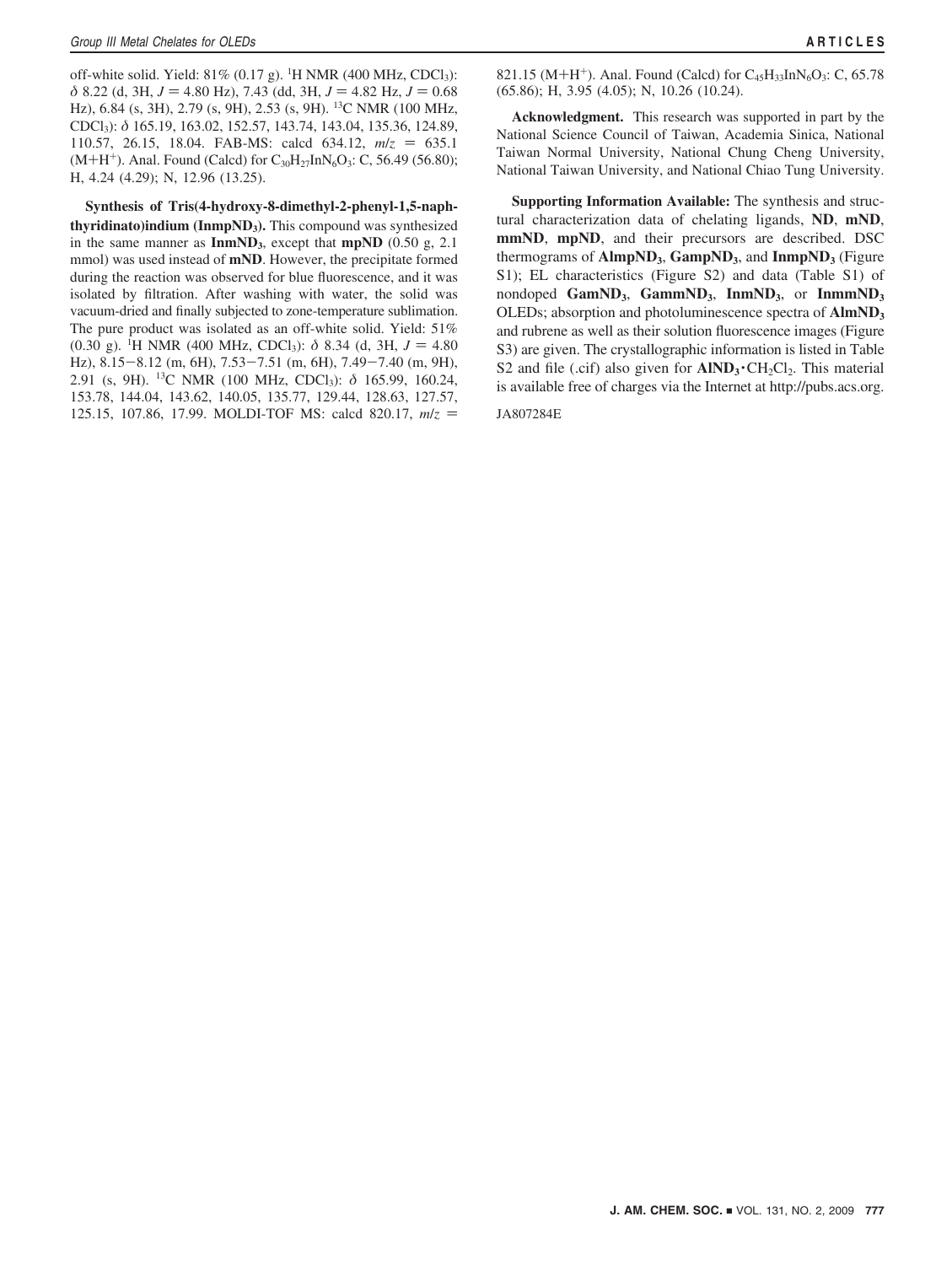off-white solid. Yield: 81% (0.17 g). $^{1}$H NMR (400 MHz, $CDCl_3$): δ 8.22 (d, 3H, $J$ = 4.80 Hz), 7.43 (dd, 3H, $J$ = 4.82 Hz, $J$ = 0.68 Hz), 6.84 (s, 3H), 2.79 (s, 9H), 2.53 (s, 9H). $^{13}$C NMR (100 MHz, $CDCl_3$): δ 165.19, 163.02, 152.57, 143.74, 143.04, 135.36, 124.89, 110.57, 26.15, 18.04. FAB-MS: calcd 634.12, $m/z$ = 635.1 ($M+H^+$). Anal. Found (Calcd) for $C_{30}H_{27}InN_6O_3$: C, 56.49 (56.80); H, 4.24 (4.29); N, 12.96 (13.25).

**Synthesis of Tris(4-hydroxy-8-dimethyl-2-phenyl-1,5-naphthyridinato)indium ($InmpND_3$).** This compound was synthesized in the same manner as **$InmND_3$**, except that **mpND** (0.50 g, 2.1 mmol) was used instead of **mND**. However, the precipitate formed during the reaction was observed for blue fluorescence, and it was isolated by filtration. After washing with water, the solid was vacuum-dried and finally subjected to zone-temperature sublimation. The pure product was isolated as an off-white solid. Yield: 51% (0.30 g). $^{1}$H NMR (400 MHz, $CDCl_3$): δ 8.34 (d, 3H, $J$ = 4.80 Hz), 8.15−8.12 (m, 6H), 7.53−7.51 (m, 6H), 7.49−7.40 (m, 9H), 2.91 (s, 9H). $^{13}$C NMR (100 MHz, $CDCl_3$): δ 165.99, 160.24, 153.78, 144.04, 143.62, 140.05, 135.77, 129.44, 128.63, 127.57, 125.15, 107.86, 17.99. MOLDI-TOF MS: calcd 820.17, $m/z$ = 821.15 ($M+H^+$). Anal. Found (Calcd) for $C_{45}H_{33}InN_6O_3$: C, 65.78 (65.86); H, 3.95 (4.05); N, 10.26 (10.24).

**Acknowledgment.** This research was supported in part by the National Science Council of Taiwan, Academia Sinica, National Taiwan Normal University, National Chung Cheng University, National Taiwan University, and National Chiao Tung University.

**Supporting Information Available:** The synthesis and structural characterization data of chelating ligands, **ND**, **mND**, **mmND**, **mpND**, and their precursors are described. DSC thermograms of **$AlmpND_3$**, **$GampND_3$**, and **$InmpND_3$** (Figure S1); EL characteristics (Figure S2) and data (Table S1) of nondoped **$GamND_3$**, **$GammND_3$**, **$InmND_3$**, or **$InmmND_3$** OLEDs; absorption and photoluminescence spectra of **$AlmND_3$** and rubrene as well as their solution fluorescence images (Figure S3) are given. The crystallographic information is listed in Table S2 and file (.cif) also given for **$AlND_3$**·$CH_2Cl_2$. This material is available free of charges via the Internet at http://pubs.acs.org.

JA807284E